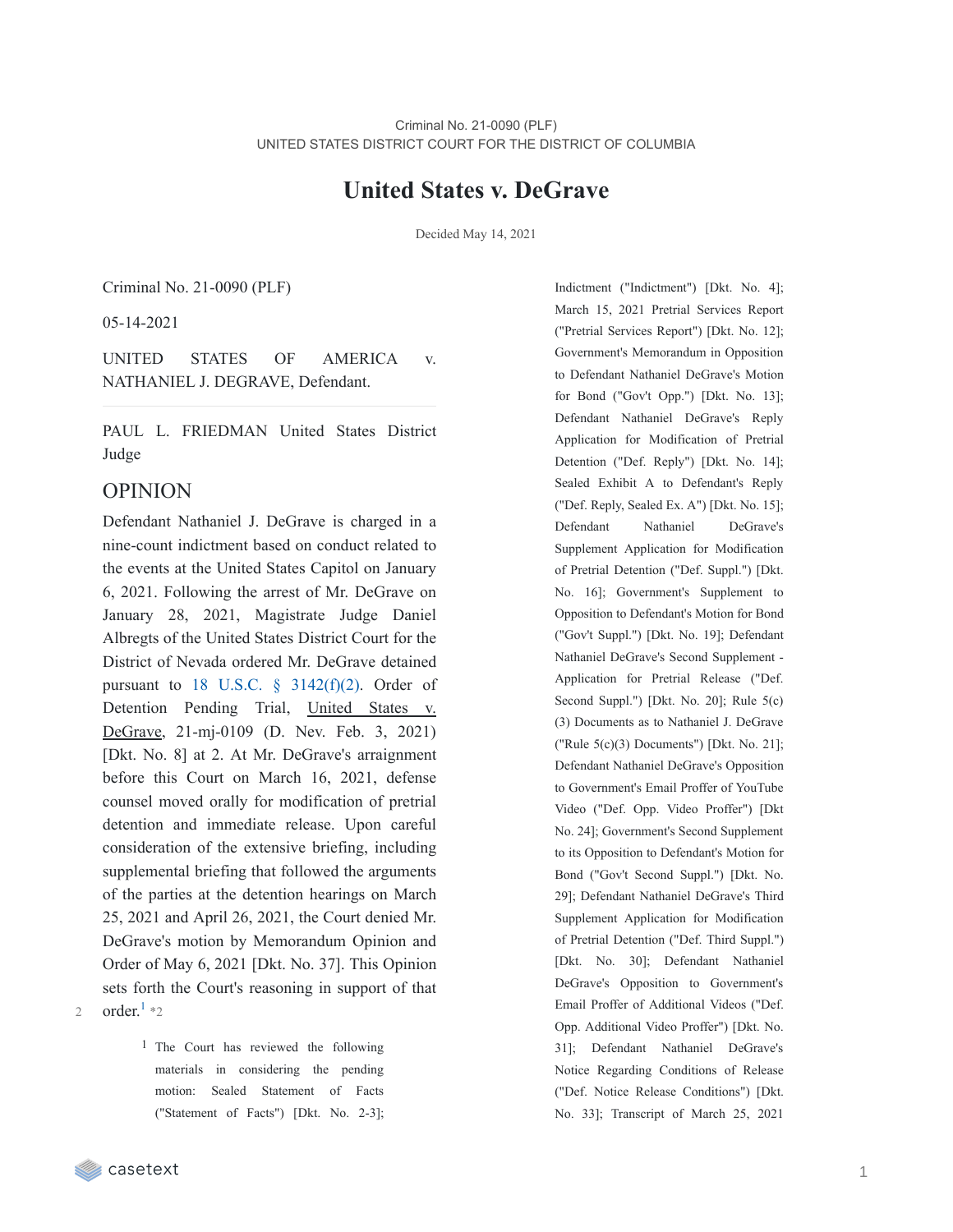Criminal No. 21-0090 (PLF)
UNITED STATES DISTRICT COURT FOR THE DISTRICT OF COLUMBIA

# United States v. DeGrave

Decided May 14, 2021

Criminal No. 21-0090 (PLF)

05-14-2021

UNITED STATES OF AMERICA v. NATHANIEL J. DEGRAVE, Defendant.

PAUL L. FRIEDMAN United States District Judge

## OPINION

Defendant Nathaniel J. DeGrave is charged in a nine-count indictment based on conduct related to the events at the United States Capitol on January 6, 2021. Following the arrest of Mr. DeGrave on January 28, 2021, Magistrate Judge Daniel Albregts of the United States District Court for the District of Nevada ordered Mr. DeGrave detained pursuant to 18 U.S.C. § 3142(f)(2). Order of Detention Pending Trial, United States v. DeGrave, 21-mj-0109 (D. Nev. Feb. 3, 2021) [Dkt. No. 8] at 2. At Mr. DeGrave's arraignment before this Court on March 16, 2021, defense counsel moved orally for modification of pretrial detention and immediate release. Upon careful consideration of the extensive briefing, including supplemental briefing that followed the arguments of the parties at the detention hearings on March 25, 2021 and April 26, 2021, the Court denied Mr. DeGrave's motion by Memorandum Opinion and Order of May 6, 2021 [Dkt. No. 37]. This Opinion sets forth the Court's reasoning in support of that order.[1] *2

[1] The Court has reviewed the following materials in considering the pending motion: Sealed Statement of Facts ("Statement of Facts") [Dkt. No. 2-3]; Indictment ("Indictment") [Dkt. No. 4]; March 15, 2021 Pretrial Services Report ("Pretrial Services Report") [Dkt. No. 12]; Government's Memorandum in Opposition to Defendant Nathaniel DeGrave's Motion for Bond ("Gov't Opp.") [Dkt. No. 13]; Defendant Nathaniel DeGrave's Reply Application for Modification of Pretrial Detention ("Def. Reply") [Dkt. No. 14]; Sealed Exhibit A to Defendant's Reply ("Def. Reply, Sealed Ex. A") [Dkt. No. 15]; Defendant Nathaniel DeGrave's Supplement Application for Modification of Pretrial Detention ("Def. Suppl.") [Dkt. No. 16]; Government's Supplement to Opposition to Defendant's Motion for Bond ("Gov't Suppl.") [Dkt. No. 19]; Defendant Nathaniel DeGrave's Second Supplement - Application for Pretrial Release ("Def. Second Suppl.") [Dkt. No. 20]; Rule 5(c)(3) Documents as to Nathaniel J. DeGrave ("Rule 5(c)(3) Documents") [Dkt. No. 21]; Defendant Nathaniel DeGrave's Opposition to Government's Email Proffer of YouTube Video ("Def. Opp. Video Proffer") [Dkt No. 24]; Government's Second Supplement to its Opposition to Defendant's Motion for Bond ("Gov't Second Suppl.") [Dkt. No. 29]; Defendant Nathaniel DeGrave's Third Supplement Application for Modification of Pretrial Detention ("Def. Third Suppl.") [Dkt. No. 30]; Defendant Nathaniel DeGrave's Opposition to Government's Email Proffer of Additional Videos ("Def. Opp. Additional Video Proffer") [Dkt. No. 31]; Defendant Nathaniel DeGrave's Notice Regarding Conditions of Release ("Def. Notice Release Conditions") [Dkt. No. 33]; Transcript of March 25, 2021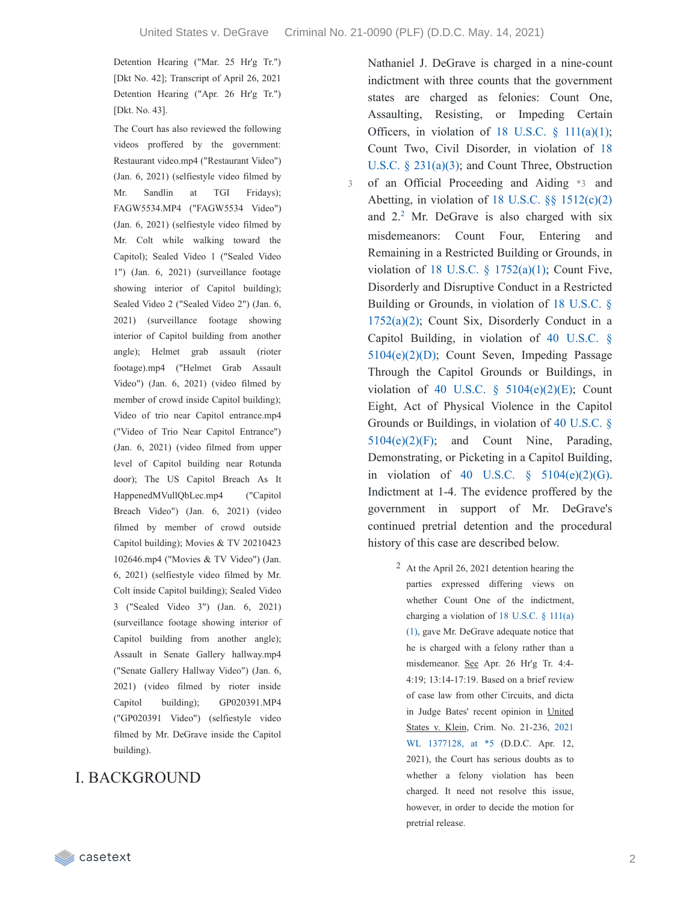Detention Hearing ("Mar. 25 Hr'g Tr.") [Dkt No. 42]; Transcript of April 26, 2021 Detention Hearing ("Apr. 26 Hr'g Tr.") [Dkt. No. 43].

The Court has also reviewed the following videos proffered by the government: Restaurant video.mp4 ("Restaurant Video") (Jan. 6, 2021) (selfiestyle video filmed by Mr. Sandlin at TGI Fridays); FAGW5534.MP4 ("FAGW5534 Video") (Jan. 6, 2021) (selfiestyle video filmed by Mr. Colt while walking toward the Capitol); Sealed Video 1 ("Sealed Video 1") (Jan. 6, 2021) (surveillance footage showing interior of Capitol building); Sealed Video 2 ("Sealed Video 2") (Jan. 6, 2021) (surveillance footage showing interior of Capitol building from another angle); Helmet grab assault (rioter footage).mp4 ("Helmet Grab Assault Video") (Jan. 6, 2021) (video filmed by member of crowd inside Capitol building); Video of trio near Capitol entrance.mp4 ("Video of Trio Near Capitol Entrance") (Jan. 6, 2021) (video filmed from upper level of Capitol building near Rotunda door); The US Capitol Breach As It HappenedMVullQbLec.mp4 ("Capitol Breach Video") (Jan. 6, 2021) (video filmed by member of crowd outside Capitol building); Movies & TV 20210423 102646.mp4 ("Movies & TV Video") (Jan. 6, 2021) (selfiestyle video filmed by Mr. Colt inside Capitol building); Sealed Video 3 ("Sealed Video 3") (Jan. 6, 2021) (surveillance footage showing interior of Capitol building from another angle); Assault in Senate Gallery hallway.mp4 ("Senate Gallery Hallway Video") (Jan. 6, 2021) (video filmed by rioter inside Capitol building); GP020391.MP4 ("GP020391 Video") (selfiestyle video filmed by Mr. DeGrave inside the Capitol building).

# I. BACKGROUND

Nathaniel J. DeGrave is charged in a nine-count indictment with three counts that the government states are charged as felonies: Count One, Assaulting, Resisting, or Impeding Certain Officers, in violation of 18 U.S.C. § 111(a)(1); Count Two, Civil Disorder, in violation of 18 U.S.C. § 231(a)(3); and Count Three, Obstruction of an Official Proceeding and Aiding *3 and Abetting, in violation of 18 U.S.C. §§ 1512(c)(2) and 2.[2] Mr. DeGrave is also charged with six misdemeanors: Count Four, Entering and Remaining in a Restricted Building or Grounds, in violation of 18 U.S.C. § 1752(a)(1); Count Five, Disorderly and Disruptive Conduct in a Restricted Building or Grounds, in violation of 18 U.S.C. § 1752(a)(2); Count Six, Disorderly Conduct in a Capitol Building, in violation of 40 U.S.C. § 5104(e)(2)(D); Count Seven, Impeding Passage Through the Capitol Grounds or Buildings, in violation of 40 U.S.C. § 5104(e)(2)(E); Count Eight, Act of Physical Violence in the Capitol Grounds or Buildings, in violation of 40 U.S.C. § 5104(e)(2)(F); and Count Nine, Parading, Demonstrating, or Picketing in a Capitol Building, in violation of 40 U.S.C. § 5104(e)(2)(G). Indictment at 1-4. The evidence proffered by the government in support of Mr. DeGrave's continued pretrial detention and the procedural history of this case are described below.

[2] At the April 26, 2021 detention hearing the parties expressed differing views on whether Count One of the indictment, charging a violation of 18 U.S.C. § 111(a)(1), gave Mr. DeGrave adequate notice that he is charged with a felony rather than a misdemeanor. See Apr. 26 Hr'g Tr. 4:4-4:19; 13:14-17:19. Based on a brief review of case law from other Circuits, and dicta in Judge Bates' recent opinion in United States v. Klein, Crim. No. 21-236, 2021 WL 1377128, at *5 (D.D.C. Apr. 12, 2021), the Court has serious doubts as to whether a felony violation has been charged. It need not resolve this issue, however, in order to decide the motion for pretrial release.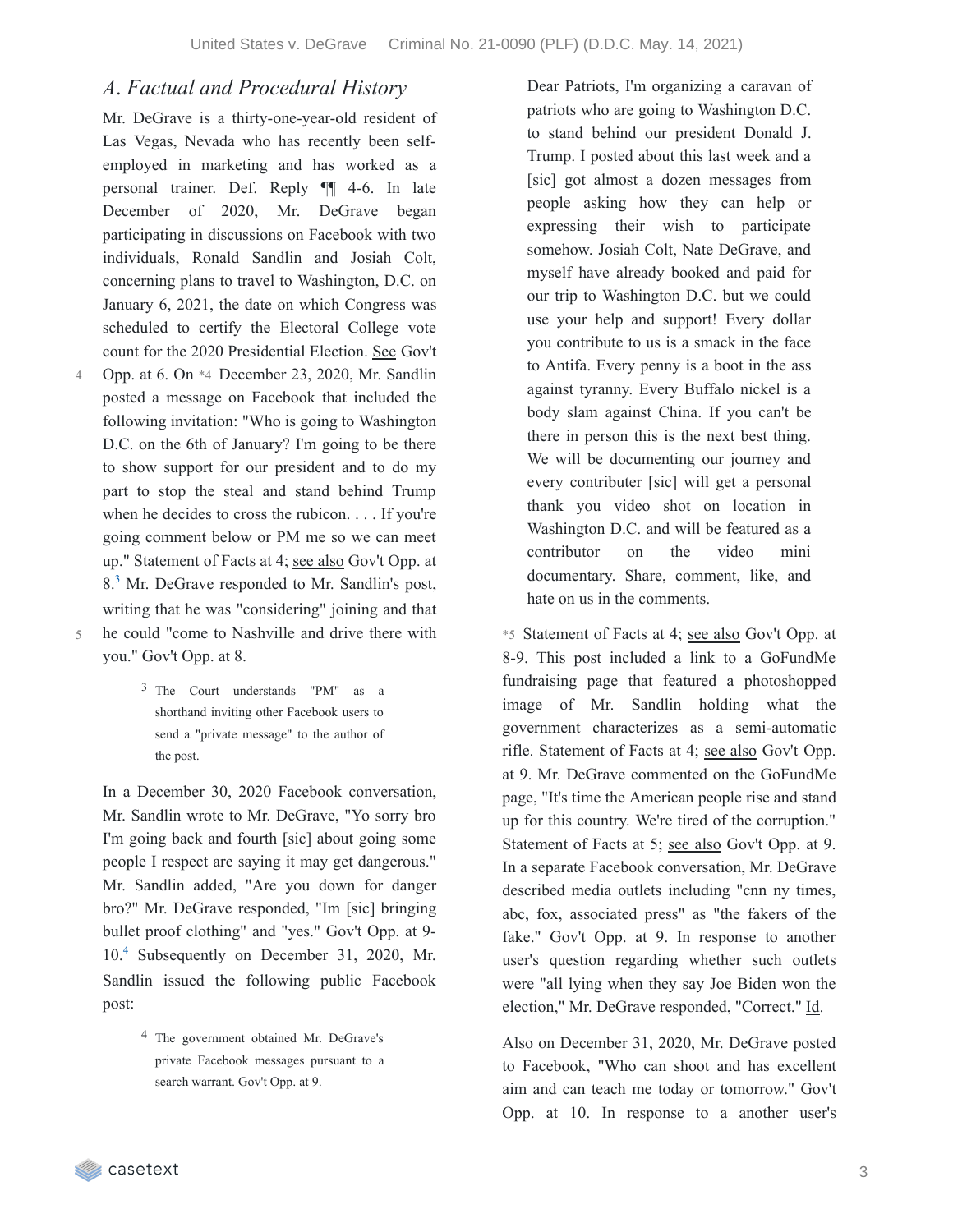### *A. Factual and Procedural History*

Mr. DeGrave is a thirty-one-year-old resident of Las Vegas, Nevada who has recently been self-employed in marketing and has worked as a personal trainer. Def. Reply ¶¶ 4-6. In late December of 2020, Mr. DeGrave began participating in discussions on Facebook with two individuals, Ronald Sandlin and Josiah Colt, concerning plans to travel to Washington, D.C. on January 6, 2021, the date on which Congress was scheduled to certify the Electoral College vote count for the 2020 Presidential Election. See Gov't Opp. at 6. On *4 December 23, 2020, Mr. Sandlin posted a message on Facebook that included the following invitation: "Who is going to Washington D.C. on the 6th of January? I'm going to be there to show support for our president and to do my part to stop the steal and stand behind Trump when he decides to cross the rubicon. . . . If you're going comment below or PM me so we can meet up." Statement of Facts at 4; see also Gov't Opp. at 8.[3] Mr. DeGrave responded to Mr. Sandlin's post, writing that he was "considering" joining and that he could "come to Nashville and drive there with you." Gov't Opp. at 8.

> [3] The Court understands "PM" as a shorthand inviting other Facebook users to send a "private message" to the author of the post.

In a December 30, 2020 Facebook conversation, Mr. Sandlin wrote to Mr. DeGrave, "Yo sorry bro I'm going back and fourth [sic] about going some people I respect are saying it may get dangerous." Mr. Sandlin added, "Are you down for danger bro?" Mr. DeGrave responded, "Im [sic] bringing bullet proof clothing" and "yes." Gov't Opp. at 9-10.[4] Subsequently on December 31, 2020, Mr. Sandlin issued the following public Facebook post:

> [4] The government obtained Mr. DeGrave's private Facebook messages pursuant to a search warrant. Gov't Opp. at 9.

> Dear Patriots, I'm organizing a caravan of patriots who are going to Washington D.C. to stand behind our president Donald J. Trump. I posted about this last week and a [sic] got almost a dozen messages from people asking how they can help or expressing their wish to participate somehow. Josiah Colt, Nate DeGrave, and myself have already booked and paid for our trip to Washington D.C. but we could use your help and support! Every dollar you contribute to us is a smack in the face to Antifa. Every penny is a boot in the ass against tyranny. Every Buffalo nickel is a body slam against China. If you can't be there in person this is the next best thing. We will be documenting our journey and every contributer [sic] will get a personal thank you video shot on location in Washington D.C. and will be featured as a contributor on the video mini documentary. Share, comment, like, and hate on us in the comments.

*5 Statement of Facts at 4; see also Gov't Opp. at 8-9. This post included a link to a GoFundMe fundraising page that featured a photoshopped image of Mr. Sandlin holding what the government characterizes as a semi-automatic rifle. Statement of Facts at 4; see also Gov't Opp. at 9. Mr. DeGrave commented on the GoFundMe page, "It's time the American people rise and stand up for this country. We're tired of the corruption." Statement of Facts at 5; see also Gov't Opp. at 9. In a separate Facebook conversation, Mr. DeGrave described media outlets including "cnn ny times, abc, fox, associated press" as "the fakers of the fake." Gov't Opp. at 9. In response to another user's question regarding whether such outlets were "all lying when they say Joe Biden won the election," Mr. DeGrave responded, "Correct." Id.

Also on December 31, 2020, Mr. DeGrave posted to Facebook, "Who can shoot and has excellent aim and can teach me today or tomorrow." Gov't Opp. at 10. In response to a another user's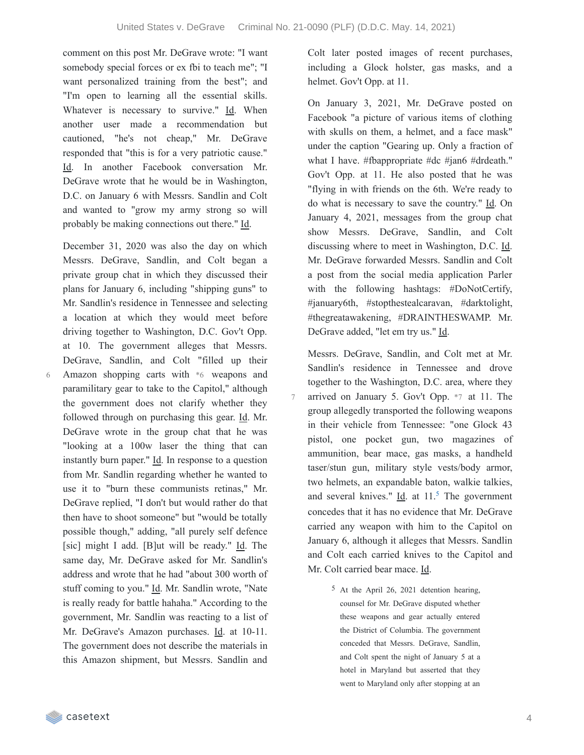comment on this post Mr. DeGrave wrote: "I want somebody special forces or ex fbi to teach me"; "I want personalized training from the best"; and "I'm open to learning all the essential skills. Whatever is necessary to survive." Id. When another user made a recommendation but cautioned, "he's not cheap," Mr. DeGrave responded that "this is for a very patriotic cause." Id. In another Facebook conversation Mr. DeGrave wrote that he would be in Washington, D.C. on January 6 with Messrs. Sandlin and Colt and wanted to "grow my army strong so will probably be making connections out there." Id.

December 31, 2020 was also the day on which Messrs. DeGrave, Sandlin, and Colt began a private group chat in which they discussed their plans for January 6, including "shipping guns" to Mr. Sandlin's residence in Tennessee and selecting a location at which they would meet before driving together to Washington, D.C. Gov't Opp. at 10. The government alleges that Messrs. DeGrave, Sandlin, and Colt "filled up their Amazon shopping carts with *6 weapons and paramilitary gear to take to the Capitol," although the government does not clarify whether they followed through on purchasing this gear. Id. Mr. DeGrave wrote in the group chat that he was "looking at a 100w laser the thing that can instantly burn paper." Id. In response to a question from Mr. Sandlin regarding whether he wanted to use it to "burn these communists retinas," Mr. DeGrave replied, "I don't but would rather do that then have to shoot someone" but "would be totally possible though," adding, "all purely self defence [sic] might I add. [B]ut will be ready." Id. The same day, Mr. DeGrave asked for Mr. Sandlin's address and wrote that he had "about 300 worth of stuff coming to you." Id. Mr. Sandlin wrote, "Nate is really ready for battle hahaha." According to the government, Mr. Sandlin was reacting to a list of Mr. DeGrave's Amazon purchases. Id. at 10-11. The government does not describe the materials in this Amazon shipment, but Messrs. Sandlin and Colt later posted images of recent purchases, including a Glock holster, gas masks, and a helmet. Gov't Opp. at 11.

On January 3, 2021, Mr. DeGrave posted on Facebook "a picture of various items of clothing with skulls on them, a helmet, and a face mask" under the caption "Gearing up. Only a fraction of what I have. #fbappropriate #dc #jan6 #drdeath." Gov't Opp. at 11. He also posted that he was "flying in with friends on the 6th. We're ready to do what is necessary to save the country." Id. On January 4, 2021, messages from the group chat show Messrs. DeGrave, Sandlin, and Colt discussing where to meet in Washington, D.C. Id. Mr. DeGrave forwarded Messrs. Sandlin and Colt a post from the social media application Parler with the following hashtags: #DoNotCertify, #january6th, #stopthestealcaravan, #darktolight, #thegreatawakening, #DRAINTHESWAMP. Mr. DeGrave added, "let em try us." Id.

Messrs. DeGrave, Sandlin, and Colt met at Mr. Sandlin's residence in Tennessee and drove together to the Washington, D.C. area, where they arrived on January 5. Gov't Opp. *7 at 11. The group allegedly transported the following weapons in their vehicle from Tennessee: "one Glock 43 pistol, one pocket gun, two magazines of ammunition, bear mace, gas masks, a handheld taser/stun gun, military style vests/body armor, two helmets, an expandable baton, walkie talkies, and several knives." Id. at 11.[5] The government concedes that it has no evidence that Mr. DeGrave carried any weapon with him to the Capitol on January 6, although it alleges that Messrs. Sandlin and Colt each carried knives to the Capitol and Mr. Colt carried bear mace. Id.

[5] At the April 26, 2021 detention hearing, counsel for Mr. DeGrave disputed whether these weapons and gear actually entered the District of Columbia. The government conceded that Messrs. DeGrave, Sandlin, and Colt spent the night of January 5 at a hotel in Maryland but asserted that they went to Maryland only after stopping at an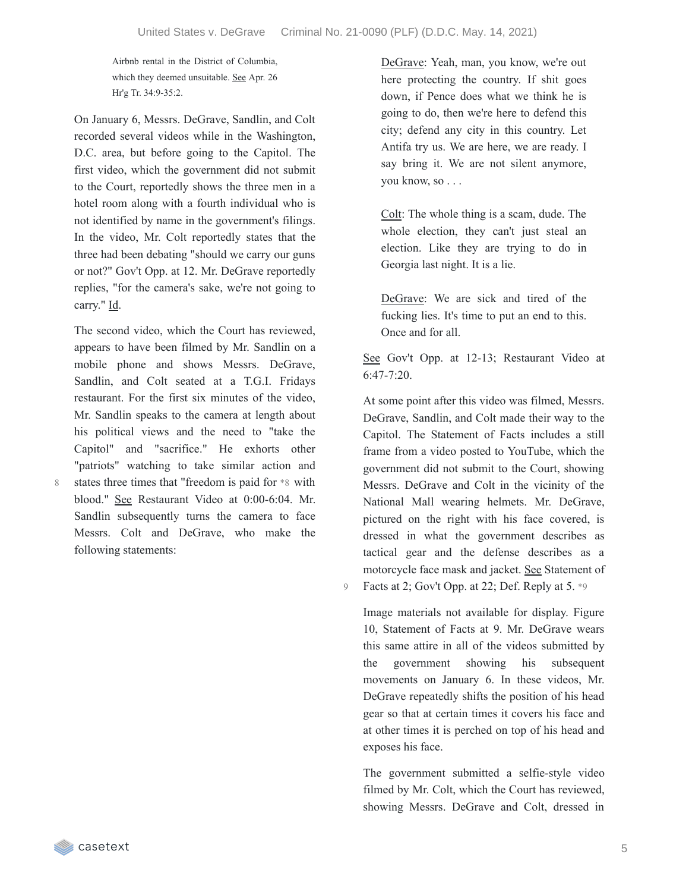Airbnb rental in the District of Columbia, which they deemed unsuitable. See Apr. 26 Hr'g Tr. 34:9-35:2.

On January 6, Messrs. DeGrave, Sandlin, and Colt recorded several videos while in the Washington, D.C. area, but before going to the Capitol. The first video, which the government did not submit to the Court, reportedly shows the three men in a hotel room along with a fourth individual who is not identified by name in the government's filings. In the video, Mr. Colt reportedly states that the three had been debating "should we carry our guns or not?" Gov't Opp. at 12. Mr. DeGrave reportedly replies, "for the camera's sake, we're not going to carry." Id.

The second video, which the Court has reviewed, appears to have been filmed by Mr. Sandlin on a mobile phone and shows Messrs. DeGrave, Sandlin, and Colt seated at a T.G.I. Fridays restaurant. For the first six minutes of the video, Mr. Sandlin speaks to the camera at length about his political views and the need to "take the Capitol" and "sacrifice." He exhorts other "patriots" watching to take similar action and states three times that "freedom is paid for *8 with blood." See Restaurant Video at 0:00-6:04. Mr. Sandlin subsequently turns the camera to face Messrs. Colt and DeGrave, who make the following statements:

> DeGrave: Yeah, man, you know, we're out here protecting the country. If shit goes down, if Pence does what we think he is going to do, then we're here to defend this city; defend any city in this country. Let Antifa try us. We are here, we are ready. I say bring it. We are not silent anymore, you know, so . . .
>
> Colt: The whole thing is a scam, dude. The whole election, they can't just steal an election. Like they are trying to do in Georgia last night. It is a lie.
>
> DeGrave: We are sick and tired of the fucking lies. It's time to put an end to this. Once and for all.

See Gov't Opp. at 12-13; Restaurant Video at 6:47-7:20.

At some point after this video was filmed, Messrs. DeGrave, Sandlin, and Colt made their way to the Capitol. The Statement of Facts includes a still frame from a video posted to YouTube, which the government did not submit to the Court, showing Messrs. DeGrave and Colt in the vicinity of the National Mall wearing helmets. Mr. DeGrave, pictured on the right with his face covered, is dressed in what the government describes as tactical gear and the defense describes as a motorcycle face mask and jacket. See Statement of Facts at 2; Gov't Opp. at 22; Def. Reply at 5. *9

Image materials not available for display. Figure 10, Statement of Facts at 9. Mr. DeGrave wears this same attire in all of the videos submitted by the government showing his subsequent movements on January 6. In these videos, Mr. DeGrave repeatedly shifts the position of his head gear so that at certain times it covers his face and at other times it is perched on top of his head and exposes his face.

The government submitted a selfie-style video filmed by Mr. Colt, which the Court has reviewed, showing Messrs. DeGrave and Colt, dressed in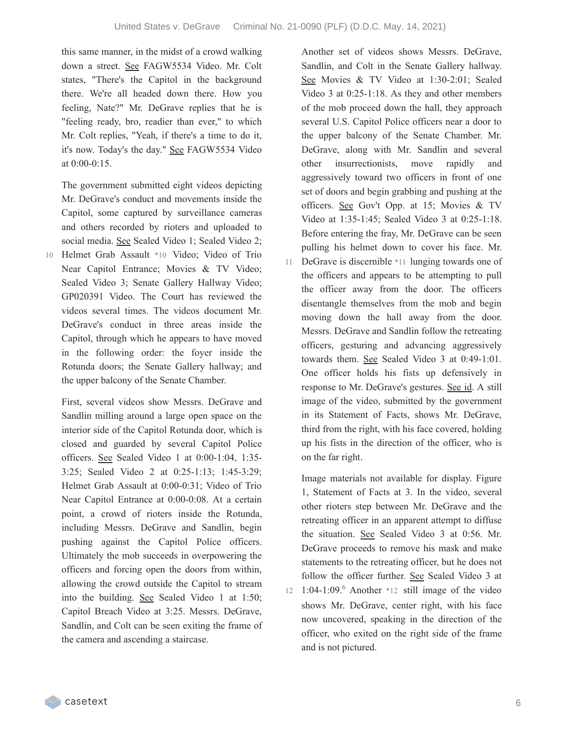this same manner, in the midst of a crowd walking down a street. See FAGW5534 Video. Mr. Colt states, "There's the Capitol in the background there. We're all headed down there. How you feeling, Nate?" Mr. DeGrave replies that he is "feeling ready, bro, readier than ever," to which Mr. Colt replies, "Yeah, if there's a time to do it, it's now. Today's the day." See FAGW5534 Video at 0:00-0:15.

The government submitted eight videos depicting Mr. DeGrave's conduct and movements inside the Capitol, some captured by surveillance cameras and others recorded by rioters and uploaded to social media. See Sealed Video 1; Sealed Video 2; Helmet Grab Assault *10 Video; Video of Trio Near Capitol Entrance; Movies & TV Video; Sealed Video 3; Senate Gallery Hallway Video; GP020391 Video. The Court has reviewed the videos several times. The videos document Mr. DeGrave's conduct in three areas inside the Capitol, through which he appears to have moved in the following order: the foyer inside the Rotunda doors; the Senate Gallery hallway; and the upper balcony of the Senate Chamber.

First, several videos show Messrs. DeGrave and Sandlin milling around a large open space on the interior side of the Capitol Rotunda door, which is closed and guarded by several Capitol Police officers. See Sealed Video 1 at 0:00-1:04, 1:35-3:25; Sealed Video 2 at 0:25-1:13; 1:45-3:29; Helmet Grab Assault at 0:00-0:31; Video of Trio Near Capitol Entrance at 0:00-0:08. At a certain point, a crowd of rioters inside the Rotunda, including Messrs. DeGrave and Sandlin, begin pushing against the Capitol Police officers. Ultimately the mob succeeds in overpowering the officers and forcing open the doors from within, allowing the crowd outside the Capitol to stream into the building. See Sealed Video 1 at 1:50; Capitol Breach Video at 3:25. Messrs. DeGrave, Sandlin, and Colt can be seen exiting the frame of the camera and ascending a staircase.

Another set of videos shows Messrs. DeGrave, Sandlin, and Colt in the Senate Gallery hallway. See Movies & TV Video at 1:30-2:01; Sealed Video 3 at 0:25-1:18. As they and other members of the mob proceed down the hall, they approach several U.S. Capitol Police officers near a door to the upper balcony of the Senate Chamber. Mr. DeGrave, along with Mr. Sandlin and several other insurrectionists, move rapidly and aggressively toward two officers in front of one set of doors and begin grabbing and pushing at the officers. See Gov't Opp. at 15; Movies & TV Video at 1:35-1:45; Sealed Video 3 at 0:25-1:18. Before entering the fray, Mr. DeGrave can be seen pulling his helmet down to cover his face. Mr. DeGrave is discernible *11 lunging towards one of the officers and appears to be attempting to pull the officer away from the door. The officers disentangle themselves from the mob and begin moving down the hall away from the door. Messrs. DeGrave and Sandlin follow the retreating officers, gesturing and advancing aggressively towards them. See Sealed Video 3 at 0:49-1:01. One officer holds his fists up defensively in response to Mr. DeGrave's gestures. See id. A still image of the video, submitted by the government in its Statement of Facts, shows Mr. DeGrave, third from the right, with his face covered, holding up his fists in the direction of the officer, who is on the far right.

Image materials not available for display. Figure 1, Statement of Facts at 3. In the video, several other rioters step between Mr. DeGrave and the retreating officer in an apparent attempt to diffuse the situation. See Sealed Video 3 at 0:56. Mr. DeGrave proceeds to remove his mask and make statements to the retreating officer, but he does not follow the officer further. See Sealed Video 3 at 1:04-1:09.[6] Another *12 still image of the video shows Mr. DeGrave, center right, with his face now uncovered, speaking in the direction of the officer, who exited on the right side of the frame and is not pictured.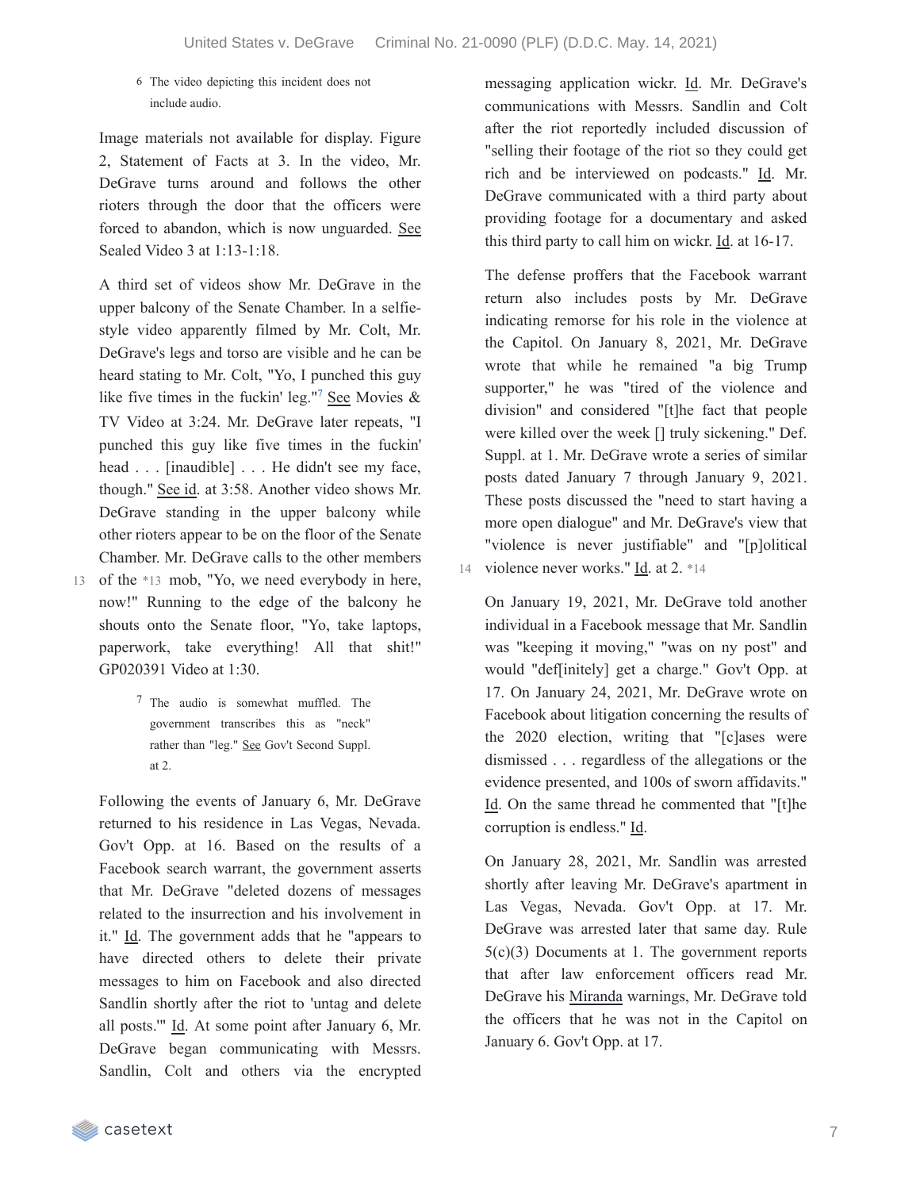6 The video depicting this incident does not include audio.

Image materials not available for display. Figure 2, Statement of Facts at 3. In the video, Mr. DeGrave turns around and follows the other rioters through the door that the officers were forced to abandon, which is now unguarded. See Sealed Video 3 at 1:13-1:18.

A third set of videos show Mr. DeGrave in the upper balcony of the Senate Chamber. In a selfie-style video apparently filmed by Mr. Colt, Mr. DeGrave's legs and torso are visible and he can be heard stating to Mr. Colt, "Yo, I punched this guy like five times in the fuckin' leg."[7] See Movies & TV Video at 3:24. Mr. DeGrave later repeats, "I punched this guy like five times in the fuckin' head . . . [inaudible] . . . He didn't see my face, though." See id. at 3:58. Another video shows Mr. DeGrave standing in the upper balcony while other rioters appear to be on the floor of the Senate Chamber. Mr. DeGrave calls to the other members of the *13 mob, "Yo, we need everybody in here, now!" Running to the edge of the balcony he shouts onto the Senate floor, "Yo, take laptops, paperwork, take everything! All that shit!" GP020391 Video at 1:30.

7 The audio is somewhat muffled. The government transcribes this as "neck" rather than "leg." See Gov't Second Suppl. at 2.

Following the events of January 6, Mr. DeGrave returned to his residence in Las Vegas, Nevada. Gov't Opp. at 16. Based on the results of a Facebook search warrant, the government asserts that Mr. DeGrave "deleted dozens of messages related to the insurrection and his involvement in it." Id. The government adds that he "appears to have directed others to delete their private messages to him on Facebook and also directed Sandlin shortly after the riot to 'untag and delete all posts.'" Id. At some point after January 6, Mr. DeGrave began communicating with Messrs. Sandlin, Colt and others via the encrypted messaging application wickr. Id. Mr. DeGrave's communications with Messrs. Sandlin and Colt after the riot reportedly included discussion of "selling their footage of the riot so they could get rich and be interviewed on podcasts." Id. Mr. DeGrave communicated with a third party about providing footage for a documentary and asked this third party to call him on wickr. Id. at 16-17.

The defense proffers that the Facebook warrant return also includes posts by Mr. DeGrave indicating remorse for his role in the violence at the Capitol. On January 8, 2021, Mr. DeGrave wrote that while he remained "a big Trump supporter," he was "tired of the violence and division" and considered "[t]he fact that people were killed over the week [] truly sickening." Def. Suppl. at 1. Mr. DeGrave wrote a series of similar posts dated January 7 through January 9, 2021. These posts discussed the "need to start having a more open dialogue" and Mr. DeGrave's view that "violence is never justifiable" and "[p]olitical violence never works." Id. at 2. *14

On January 19, 2021, Mr. DeGrave told another individual in a Facebook message that Mr. Sandlin was "keeping it moving," "was on ny post" and would "def[initely] get a charge." Gov't Opp. at 17. On January 24, 2021, Mr. DeGrave wrote on Facebook about litigation concerning the results of the 2020 election, writing that "[c]ases were dismissed . . . regardless of the allegations or the evidence presented, and 100s of sworn affidavits." Id. On the same thread he commented that "[t]he corruption is endless." Id.

On January 28, 2021, Mr. Sandlin was arrested shortly after leaving Mr. DeGrave's apartment in Las Vegas, Nevada. Gov't Opp. at 17. Mr. DeGrave was arrested later that same day. Rule 5(c)(3) Documents at 1. The government reports that after law enforcement officers read Mr. DeGrave his Miranda warnings, Mr. DeGrave told the officers that he was not in the Capitol on January 6. Gov't Opp. at 17.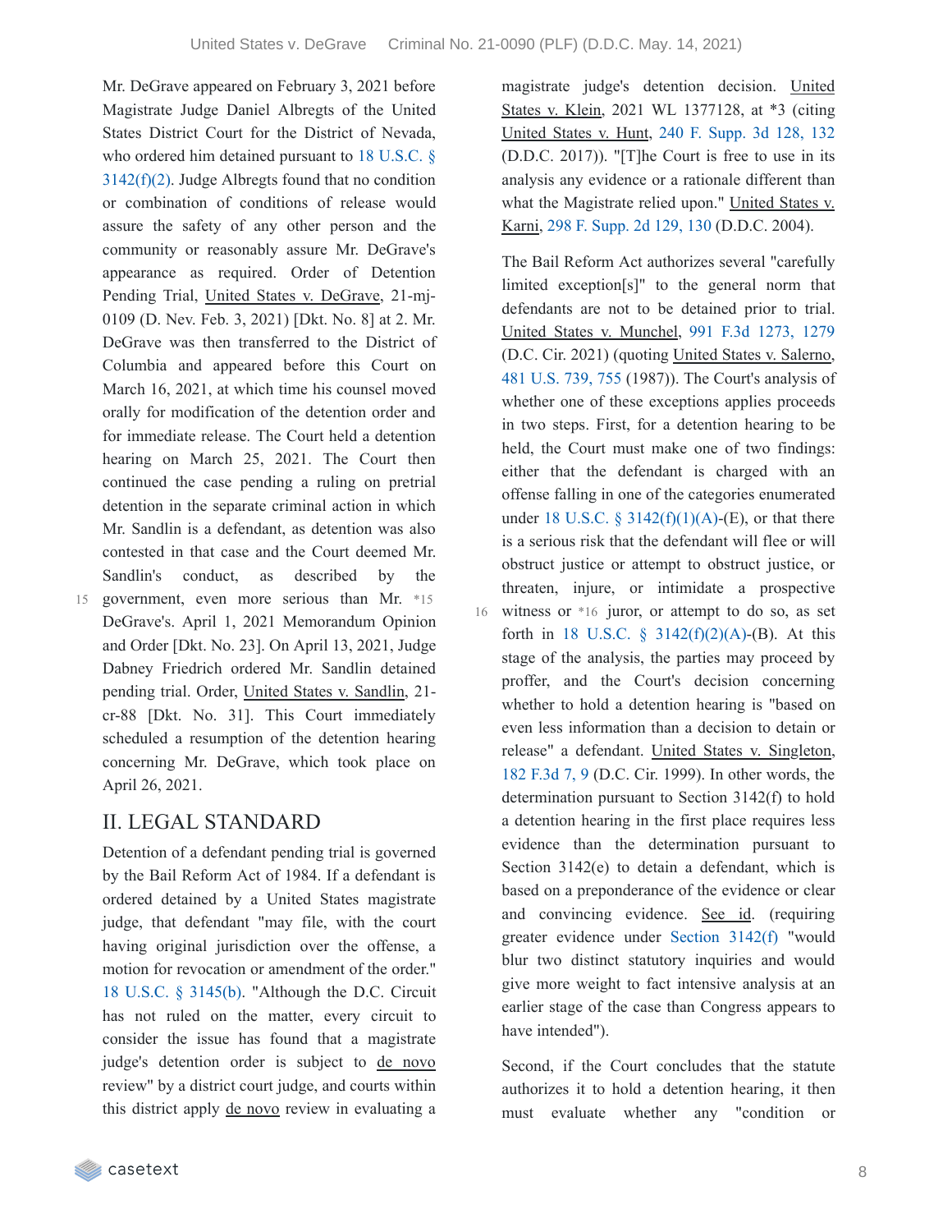Mr. DeGrave appeared on February 3, 2021 before Magistrate Judge Daniel Albregts of the United States District Court for the District of Nevada, who ordered him detained pursuant to 18 U.S.C. § 3142(f)(2). Judge Albregts found that no condition or combination of conditions of release would assure the safety of any other person and the community or reasonably assure Mr. DeGrave's appearance as required. Order of Detention Pending Trial, United States v. DeGrave, 21-mj-0109 (D. Nev. Feb. 3, 2021) [Dkt. No. 8] at 2. Mr. DeGrave was then transferred to the District of Columbia and appeared before this Court on March 16, 2021, at which time his counsel moved orally for modification of the detention order and for immediate release. The Court held a detention hearing on March 25, 2021. The Court then continued the case pending a ruling on pretrial detention in the separate criminal action in which Mr. Sandlin is a defendant, as detention was also contested in that case and the Court deemed Mr. Sandlin's conduct, as described by the government, even more serious than Mr. *15 DeGrave's. April 1, 2021 Memorandum Opinion and Order [Dkt. No. 23]. On April 13, 2021, Judge Dabney Friedrich ordered Mr. Sandlin detained pending trial. Order, United States v. Sandlin, 21-cr-88 [Dkt. No. 31]. This Court immediately scheduled a resumption of the detention hearing concerning Mr. DeGrave, which took place on April 26, 2021.

## II. LEGAL STANDARD

Detention of a defendant pending trial is governed by the Bail Reform Act of 1984. If a defendant is ordered detained by a United States magistrate judge, that defendant "may file, with the court having original jurisdiction over the offense, a motion for revocation or amendment of the order." 18 U.S.C. § 3145(b). "Although the D.C. Circuit has not ruled on the matter, every circuit to consider the issue has found that a magistrate judge's detention order is subject to de novo review" by a district court judge, and courts within this district apply de novo review in evaluating a magistrate judge's detention decision. United States v. Klein, 2021 WL 1377128, at *3 (citing United States v. Hunt, 240 F. Supp. 3d 128, 132 (D.D.C. 2017)). "[T]he Court is free to use in its analysis any evidence or a rationale different than what the Magistrate relied upon." United States v. Karni, 298 F. Supp. 2d 129, 130 (D.D.C. 2004).

The Bail Reform Act authorizes several "carefully limited exception[s]" to the general norm that defendants are not to be detained prior to trial. United States v. Munchel, 991 F.3d 1273, 1279 (D.C. Cir. 2021) (quoting United States v. Salerno, 481 U.S. 739, 755 (1987)). The Court's analysis of whether one of these exceptions applies proceeds in two steps. First, for a detention hearing to be held, the Court must make one of two findings: either that the defendant is charged with an offense falling in one of the categories enumerated under 18 U.S.C. § 3142(f)(1)(A)-(E), or that there is a serious risk that the defendant will flee or will obstruct justice or attempt to obstruct justice, or threaten, injure, or intimidate a prospective witness or *16 juror, or attempt to do so, as set forth in 18 U.S.C. § 3142(f)(2)(A)-(B). At this stage of the analysis, the parties may proceed by proffer, and the Court's decision concerning whether to hold a detention hearing is "based on even less information than a decision to detain or release" a defendant. United States v. Singleton, 182 F.3d 7, 9 (D.C. Cir. 1999). In other words, the determination pursuant to Section 3142(f) to hold a detention hearing in the first place requires less evidence than the determination pursuant to Section 3142(e) to detain a defendant, which is based on a preponderance of the evidence or clear and convincing evidence. See id. (requiring greater evidence under Section 3142(f) "would blur two distinct statutory inquiries and would give more weight to fact intensive analysis at an earlier stage of the case than Congress appears to have intended").

Second, if the Court concludes that the statute authorizes it to hold a detention hearing, it then must evaluate whether any "condition or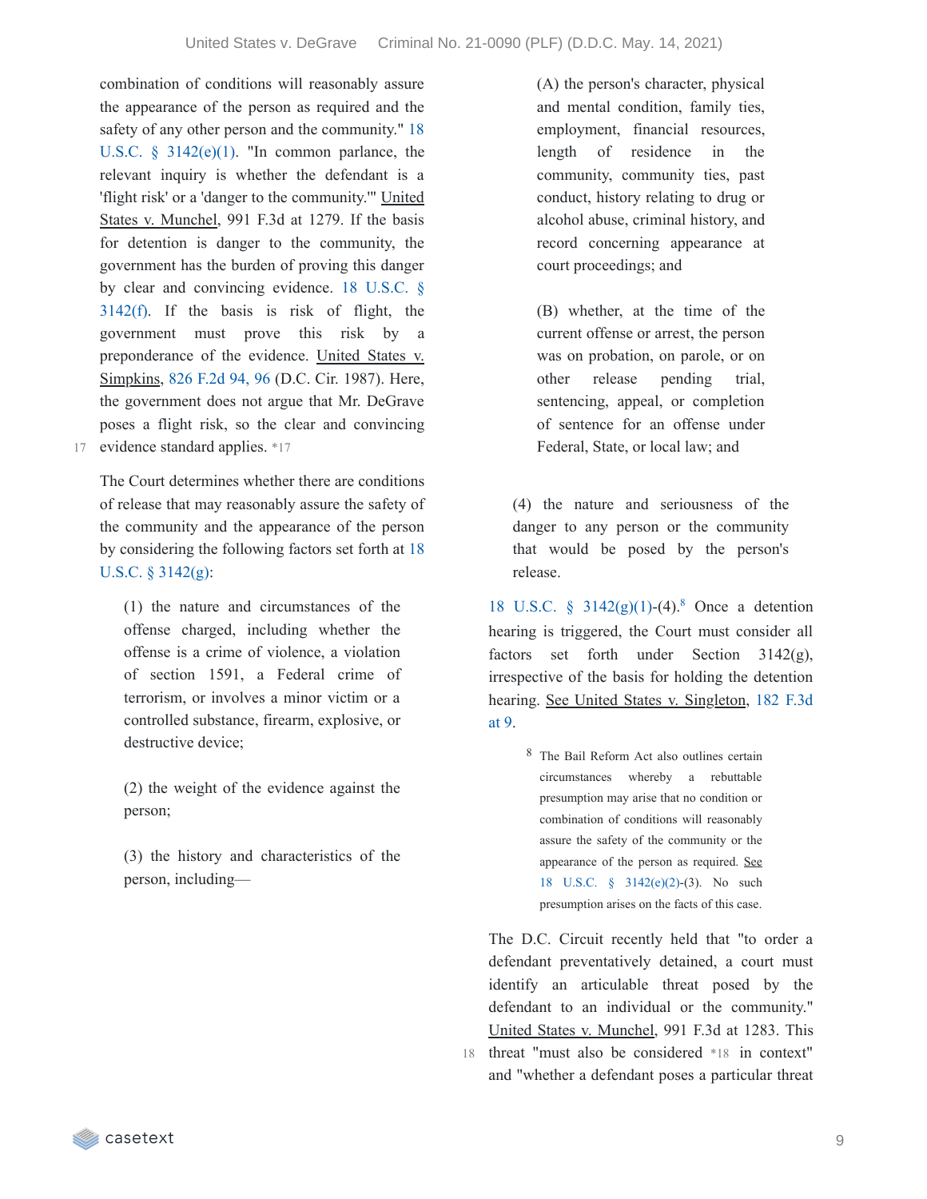combination of conditions will reasonably assure the appearance of the person as required and the safety of any other person and the community." 18 U.S.C. § 3142(e)(1). "In common parlance, the relevant inquiry is whether the defendant is a 'flight risk' or a 'danger to the community.'" United States v. Munchel, 991 F.3d at 1279. If the basis for detention is danger to the community, the government has the burden of proving this danger by clear and convincing evidence. 18 U.S.C. § 3142(f). If the basis is risk of flight, the government must prove this risk by a preponderance of the evidence. United States v. Simpkins, 826 F.2d 94, 96 (D.C. Cir. 1987). Here, the government does not argue that Mr. DeGrave poses a flight risk, so the clear and convincing evidence standard applies. *17

The Court determines whether there are conditions of release that may reasonably assure the safety of the community and the appearance of the person by considering the following factors set forth at 18 U.S.C. § 3142(g):

> (1) the nature and circumstances of the offense charged, including whether the offense is a crime of violence, a violation of section 1591, a Federal crime of terrorism, or involves a minor victim or a controlled substance, firearm, explosive, or destructive device;
>
> (2) the weight of the evidence against the person;
>
> (3) the history and characteristics of the person, including—
>
> > (A) the person's character, physical and mental condition, family ties, employment, financial resources, length of residence in the community, community ties, past conduct, history relating to drug or alcohol abuse, criminal history, and record concerning appearance at court proceedings; and
> >
> > (B) whether, at the time of the current offense or arrest, the person was on probation, on parole, or on other release pending trial, sentencing, appeal, or completion of sentence for an offense under Federal, State, or local law; and
>
> (4) the nature and seriousness of the danger to any person or the community that would be posed by the person's release.

18 U.S.C. § 3142(g)(1)-(4).[8] Once a detention hearing is triggered, the Court must consider all factors set forth under Section 3142(g), irrespective of the basis for holding the detention hearing. See United States v. Singleton, 182 F.3d at 9.

> [8] The Bail Reform Act also outlines certain circumstances whereby a rebuttable presumption may arise that no condition or combination of conditions will reasonably assure the safety of the community or the appearance of the person as required. See 18 U.S.C. § 3142(e)(2)-(3). No such presumption arises on the facts of this case.

The D.C. Circuit recently held that "to order a defendant preventatively detained, a court must identify an articulable threat posed by the defendant to an individual or the community." United States v. Munchel, 991 F.3d at 1283. This threat "must also be considered *18 in context" and "whether a defendant poses a particular threat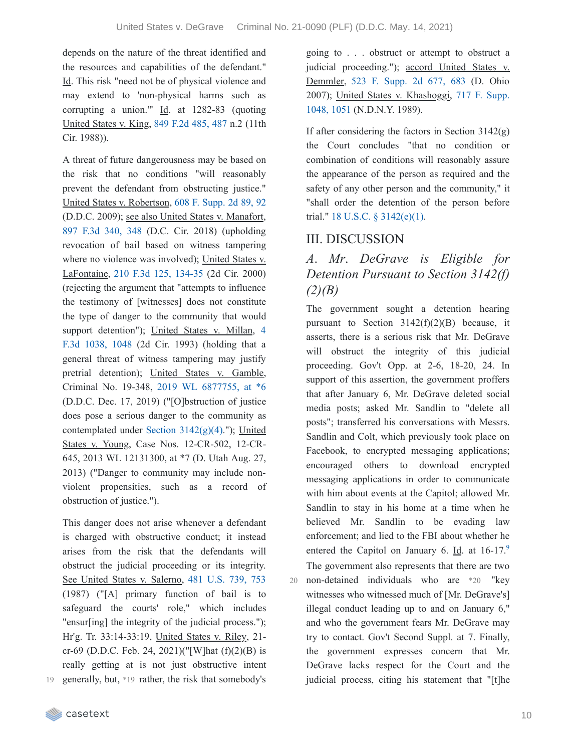depends on the nature of the threat identified and the resources and capabilities of the defendant." Id. This risk "need not be of physical violence and may extend to 'non-physical harms such as corrupting a union.'" Id. at 1282-83 (quoting United States v. King, 849 F.2d 485, 487 n.2 (11th Cir. 1988)).

A threat of future dangerousness may be based on the risk that no conditions "will reasonably prevent the defendant from obstructing justice." United States v. Robertson, 608 F. Supp. 2d 89, 92 (D.D.C. 2009); see also United States v. Manafort, 897 F.3d 340, 348 (D.C. Cir. 2018) (upholding revocation of bail based on witness tampering where no violence was involved); United States v. LaFontaine, 210 F.3d 125, 134-35 (2d Cir. 2000) (rejecting the argument that "attempts to influence the testimony of [witnesses] does not constitute the type of danger to the community that would support detention"); United States v. Millan, 4 F.3d 1038, 1048 (2d Cir. 1993) (holding that a general threat of witness tampering may justify pretrial detention); United States v. Gamble, Criminal No. 19-348, 2019 WL 6877755, at *6 (D.D.C. Dec. 17, 2019) ("[O]bstruction of justice does pose a serious danger to the community as contemplated under Section 3142(g)(4)."); United States v. Young, Case Nos. 12-CR-502, 12-CR-645, 2013 WL 12131300, at *7 (D. Utah Aug. 27, 2013) ("Danger to community may include non-violent propensities, such as a record of obstruction of justice.").

This danger does not arise whenever a defendant is charged with obstructive conduct; it instead arises from the risk that the defendants will obstruct the judicial proceeding or its integrity. See United States v. Salerno, 481 U.S. 739, 753 (1987) ("[A] primary function of bail is to safeguard the courts' role," which includes "ensur[ing] the integrity of the judicial process."); Hr'g. Tr. 33:14-33:19, United States v. Riley, 21-cr-69 (D.D.C. Feb. 24, 2021)("[W]hat (f)(2)(B) is really getting at is not just obstructive intent generally, but, *19 rather, the risk that somebody's going to . . . obstruct or attempt to obstruct a judicial proceeding."); accord United States v. Demmler, 523 F. Supp. 2d 677, 683 (D. Ohio 2007); United States v. Khashoggi, 717 F. Supp. 1048, 1051 (N.D.N.Y. 1989).

If after considering the factors in Section 3142(g) the Court concludes "that no condition or combination of conditions will reasonably assure the appearance of the person as required and the safety of any other person and the community," it "shall order the detention of the person before trial." 18 U.S.C. § 3142(e)(1).

## III. DISCUSSION

### *A. Mr. DeGrave is Eligible for Detention Pursuant to Section 3142(f)(2)(B)*

The government sought a detention hearing pursuant to Section 3142(f)(2)(B) because, it asserts, there is a serious risk that Mr. DeGrave will obstruct the integrity of this judicial proceeding. Gov't Opp. at 2-6, 18-20, 24. In support of this assertion, the government proffers that after January 6, Mr. DeGrave deleted social media posts; asked Mr. Sandlin to "delete all posts"; transferred his conversations with Messrs. Sandlin and Colt, which previously took place on Facebook, to encrypted messaging applications; encouraged others to download encrypted messaging applications in order to communicate with him about events at the Capitol; allowed Mr. Sandlin to stay in his home at a time when he believed Mr. Sandlin to be evading law enforcement; and lied to the FBI about whether he entered the Capitol on January 6. Id. at 16-17.[9] The government also represents that there are two non-detained individuals who are *20 "key witnesses who witnessed much of [Mr. DeGrave's] illegal conduct leading up to and on January 6," and who the government fears Mr. DeGrave may try to contact. Gov't Second Suppl. at 7. Finally, the government expresses concern that Mr. DeGrave lacks respect for the Court and the judicial process, citing his statement that "[t]he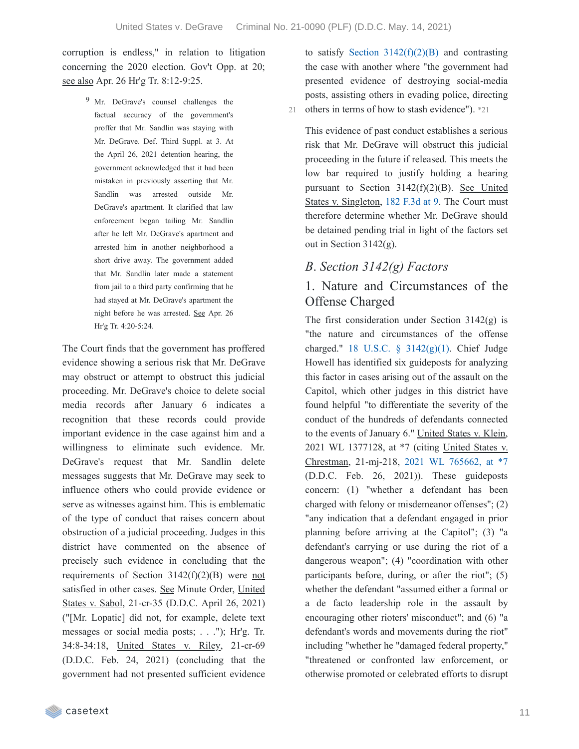corruption is endless," in relation to litigation concerning the 2020 election. Gov't Opp. at 20; see also Apr. 26 Hr'g Tr. 8:12-9:25.

[9] Mr. DeGrave's counsel challenges the factual accuracy of the government's proffer that Mr. Sandlin was staying with Mr. DeGrave. Def. Third Suppl. at 3. At the April 26, 2021 detention hearing, the government acknowledged that it had been mistaken in previously asserting that Mr. Sandlin was arrested outside Mr. DeGrave's apartment. It clarified that law enforcement began tailing Mr. Sandlin after he left Mr. DeGrave's apartment and arrested him in another neighborhood a short drive away. The government added that Mr. Sandlin later made a statement from jail to a third party confirming that he had stayed at Mr. DeGrave's apartment the night before he was arrested. See Apr. 26 Hr'g Tr. 4:20-5:24.

The Court finds that the government has proffered evidence showing a serious risk that Mr. DeGrave may obstruct or attempt to obstruct this judicial proceeding. Mr. DeGrave's choice to delete social media records after January 6 indicates a recognition that these records could provide important evidence in the case against him and a willingness to eliminate such evidence. Mr. DeGrave's request that Mr. Sandlin delete messages suggests that Mr. DeGrave may seek to influence others who could provide evidence or serve as witnesses against him. This is emblematic of the type of conduct that raises concern about obstruction of a judicial proceeding. Judges in this district have commented on the absence of precisely such evidence in concluding that the requirements of Section 3142(f)(2)(B) were not satisfied in other cases. See Minute Order, United States v. Sabol, 21-cr-35 (D.D.C. April 26, 2021) ("[Mr. Lopatic] did not, for example, delete text messages or social media posts; . . ."); Hr'g. Tr. 34:8-34:18, United States v. Riley, 21-cr-69 (D.D.C. Feb. 24, 2021) (concluding that the government had not presented sufficient evidence to satisfy Section 3142(f)(2)(B) and contrasting the case with another where "the government had presented evidence of destroying social-media posts, assisting others in evading police, directing others in terms of how to stash evidence"). *21

This evidence of past conduct establishes a serious risk that Mr. DeGrave will obstruct this judicial proceeding in the future if released. This meets the low bar required to justify holding a hearing pursuant to Section 3142(f)(2)(B). See United States v. Singleton, 182 F.3d at 9. The Court must therefore determine whether Mr. DeGrave should be detained pending trial in light of the factors set out in Section 3142(g).

## *B. Section 3142(g) Factors*

### 1. Nature and Circumstances of the Offense Charged

The first consideration under Section 3142(g) is "the nature and circumstances of the offense charged." 18 U.S.C. § 3142(g)(1). Chief Judge Howell has identified six guideposts for analyzing this factor in cases arising out of the assault on the Capitol, which other judges in this district have found helpful "to differentiate the severity of the conduct of the hundreds of defendants connected to the events of January 6." United States v. Klein, 2021 WL 1377128, at *7 (citing United States v. Chrestman, 21-mj-218, 2021 WL 765662, at *7 (D.D.C. Feb. 26, 2021)). These guideposts concern: (1) "whether a defendant has been charged with felony or misdemeanor offenses"; (2) "any indication that a defendant engaged in prior planning before arriving at the Capitol"; (3) "a defendant's carrying or use during the riot of a dangerous weapon"; (4) "coordination with other participants before, during, or after the riot"; (5) whether the defendant "assumed either a formal or a de facto leadership role in the assault by encouraging other rioters' misconduct"; and (6) "a defendant's words and movements during the riot" including "whether he "damaged federal property," "threatened or confronted law enforcement, or otherwise promoted or celebrated efforts to disrupt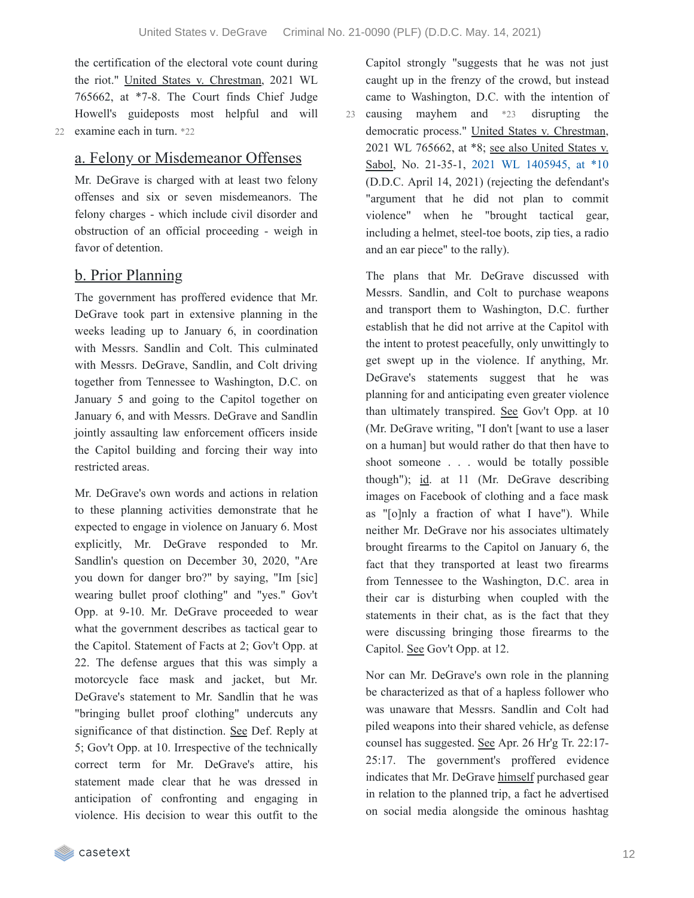the certification of the electoral vote count during the riot." United States v. Chrestman, 2021 WL 765662, at *7-8. The Court finds Chief Judge Howell's guideposts most helpful and will examine each in turn. *22

## a. Felony or Misdemeanor Offenses

Mr. DeGrave is charged with at least two felony offenses and six or seven misdemeanors. The felony charges - which include civil disorder and obstruction of an official proceeding - weigh in favor of detention.

## b. Prior Planning

The government has proffered evidence that Mr. DeGrave took part in extensive planning in the weeks leading up to January 6, in coordination with Messrs. Sandlin and Colt. This culminated with Messrs. DeGrave, Sandlin, and Colt driving together from Tennessee to Washington, D.C. on January 5 and going to the Capitol together on January 6, and with Messrs. DeGrave and Sandlin jointly assaulting law enforcement officers inside the Capitol building and forcing their way into restricted areas.

Mr. DeGrave's own words and actions in relation to these planning activities demonstrate that he expected to engage in violence on January 6. Most explicitly, Mr. DeGrave responded to Mr. Sandlin's question on December 30, 2020, "Are you down for danger bro?" by saying, "Im [sic] wearing bullet proof clothing" and "yes." Gov't Opp. at 9-10. Mr. DeGrave proceeded to wear what the government describes as tactical gear to the Capitol. Statement of Facts at 2; Gov't Opp. at 22. The defense argues that this was simply a motorcycle face mask and jacket, but Mr. DeGrave's statement to Mr. Sandlin that he was "bringing bullet proof clothing" undercuts any significance of that distinction. See Def. Reply at 5; Gov't Opp. at 10. Irrespective of the technically correct term for Mr. DeGrave's attire, his statement made clear that he was dressed in anticipation of confronting and engaging in violence. His decision to wear this outfit to the Capitol strongly "suggests that he was not just caught up in the frenzy of the crowd, but instead came to Washington, D.C. with the intention of causing mayhem and *23 disrupting the democratic process." United States v. Chrestman, 2021 WL 765662, at *8; see also United States v. Sabol, No. 21-35-1, 2021 WL 1405945, at *10 (D.D.C. April 14, 2021) (rejecting the defendant's "argument that he did not plan to commit violence" when he "brought tactical gear, including a helmet, steel-toe boots, zip ties, a radio and an ear piece" to the rally).

The plans that Mr. DeGrave discussed with Messrs. Sandlin, and Colt to purchase weapons and transport them to Washington, D.C. further establish that he did not arrive at the Capitol with the intent to protest peacefully, only unwittingly to get swept up in the violence. If anything, Mr. DeGrave's statements suggest that he was planning for and anticipating even greater violence than ultimately transpired. See Gov't Opp. at 10 (Mr. DeGrave writing, "I don't [want to use a laser on a human] but would rather do that then have to shoot someone . . . would be totally possible though"); id. at 11 (Mr. DeGrave describing images on Facebook of clothing and a face mask as "[o]nly a fraction of what I have"). While neither Mr. DeGrave nor his associates ultimately brought firearms to the Capitol on January 6, the fact that they transported at least two firearms from Tennessee to the Washington, D.C. area in their car is disturbing when coupled with the statements in their chat, as is the fact that they were discussing bringing those firearms to the Capitol. See Gov't Opp. at 12.

Nor can Mr. DeGrave's own role in the planning be characterized as that of a hapless follower who was unaware that Messrs. Sandlin and Colt had piled weapons into their shared vehicle, as defense counsel has suggested. See Apr. 26 Hr'g Tr. 22:17-25:17. The government's proffered evidence indicates that Mr. DeGrave himself purchased gear in relation to the planned trip, a fact he advertised on social media alongside the ominous hashtag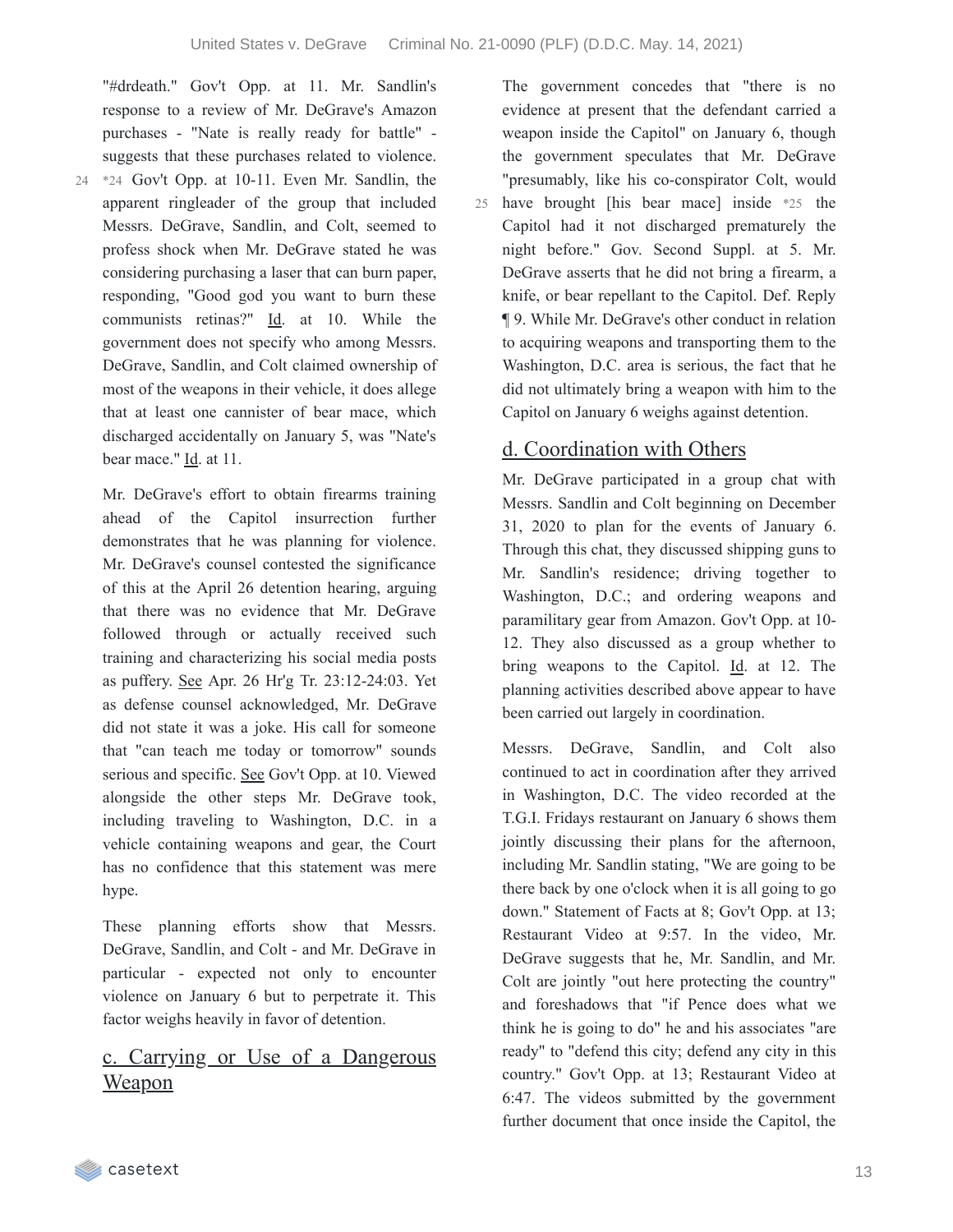"#drdeath." Gov't Opp. at 11. Mr. Sandlin's response to a review of Mr. DeGrave's Amazon purchases - "Nate is really ready for battle" - suggests that these purchases related to violence. *24 Gov't Opp. at 10-11. Even Mr. Sandlin, the apparent ringleader of the group that included Messrs. DeGrave, Sandlin, and Colt, seemed to profess shock when Mr. DeGrave stated he was considering purchasing a laser that can burn paper, responding, "Good god you want to burn these communists retinas?" Id. at 10. While the government does not specify who among Messrs. DeGrave, Sandlin, and Colt claimed ownership of most of the weapons in their vehicle, it does allege that at least one cannister of bear mace, which discharged accidentally on January 5, was "Nate's bear mace." Id. at 11.

Mr. DeGrave's effort to obtain firearms training ahead of the Capitol insurrection further demonstrates that he was planning for violence. Mr. DeGrave's counsel contested the significance of this at the April 26 detention hearing, arguing that there was no evidence that Mr. DeGrave followed through or actually received such training and characterizing his social media posts as puffery. See Apr. 26 Hr'g Tr. 23:12-24:03. Yet as defense counsel acknowledged, Mr. DeGrave did not state it was a joke. His call for someone that "can teach me today or tomorrow" sounds serious and specific. See Gov't Opp. at 10. Viewed alongside the other steps Mr. DeGrave took, including traveling to Washington, D.C. in a vehicle containing weapons and gear, the Court has no confidence that this statement was mere hype.

These planning efforts show that Messrs. DeGrave, Sandlin, and Colt - and Mr. DeGrave in particular - expected not only to encounter violence on January 6 but to perpetrate it. This factor weighs heavily in favor of detention.

## c. Carrying or Use of a Dangerous Weapon

The government concedes that "there is no evidence at present that the defendant carried a weapon inside the Capitol" on January 6, though the government speculates that Mr. DeGrave "presumably, like his co-conspirator Colt, would have brought [his bear mace] inside *25 the Capitol had it not discharged prematurely the night before." Gov. Second Suppl. at 5. Mr. DeGrave asserts that he did not bring a firearm, a knife, or bear repellant to the Capitol. Def. Reply ¶ 9. While Mr. DeGrave's other conduct in relation to acquiring weapons and transporting them to the Washington, D.C. area is serious, the fact that he did not ultimately bring a weapon with him to the Capitol on January 6 weighs against detention.

## d. Coordination with Others

Mr. DeGrave participated in a group chat with Messrs. Sandlin and Colt beginning on December 31, 2020 to plan for the events of January 6. Through this chat, they discussed shipping guns to Mr. Sandlin's residence; driving together to Washington, D.C.; and ordering weapons and paramilitary gear from Amazon. Gov't Opp. at 10-12. They also discussed as a group whether to bring weapons to the Capitol. Id. at 12. The planning activities described above appear to have been carried out largely in coordination.

Messrs. DeGrave, Sandlin, and Colt also continued to act in coordination after they arrived in Washington, D.C. The video recorded at the T.G.I. Fridays restaurant on January 6 shows them jointly discussing their plans for the afternoon, including Mr. Sandlin stating, "We are going to be there back by one o'clock when it is all going to go down." Statement of Facts at 8; Gov't Opp. at 13; Restaurant Video at 9:57. In the video, Mr. DeGrave suggests that he, Mr. Sandlin, and Mr. Colt are jointly "out here protecting the country" and foreshadows that "if Pence does what we think he is going to do" he and his associates "are ready" to "defend this city; defend any city in this country." Gov't Opp. at 13; Restaurant Video at 6:47. The videos submitted by the government further document that once inside the Capitol, the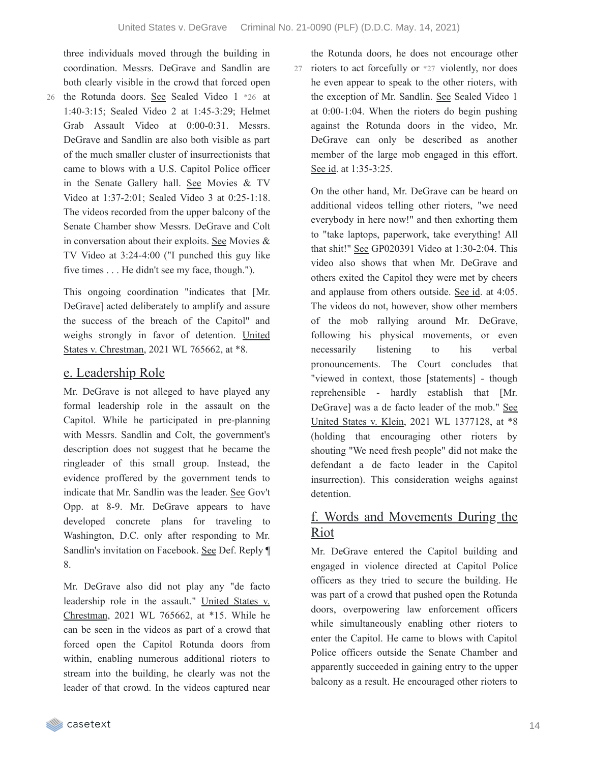three individuals moved through the building in coordination. Messrs. DeGrave and Sandlin are both clearly visible in the crowd that forced open the Rotunda doors. See Sealed Video 1 *26 at 1:40-3:15; Sealed Video 2 at 1:45-3:29; Helmet Grab Assault Video at 0:00-0:31. Messrs. DeGrave and Sandlin are also both visible as part of the much smaller cluster of insurrectionists that came to blows with a U.S. Capitol Police officer in the Senate Gallery hall. See Movies & TV Video at 1:37-2:01; Sealed Video 3 at 0:25-1:18. The videos recorded from the upper balcony of the Senate Chamber show Messrs. DeGrave and Colt in conversation about their exploits. See Movies & TV Video at 3:24-4:00 ("I punched this guy like five times . . . He didn't see my face, though.").

This ongoing coordination "indicates that [Mr. DeGrave] acted deliberately to amplify and assure the success of the breach of the Capitol" and weighs strongly in favor of detention. United States v. Chrestman, 2021 WL 765662, at *8.

## e. Leadership Role

Mr. DeGrave is not alleged to have played any formal leadership role in the assault on the Capitol. While he participated in pre-planning with Messrs. Sandlin and Colt, the government's description does not suggest that he became the ringleader of this small group. Instead, the evidence proffered by the government tends to indicate that Mr. Sandlin was the leader. See Gov't Opp. at 8-9. Mr. DeGrave appears to have developed concrete plans for traveling to Washington, D.C. only after responding to Mr. Sandlin's invitation on Facebook. See Def. Reply ¶ 8.

Mr. DeGrave also did not play any "de facto leadership role in the assault." United States v. Chrestman, 2021 WL 765662, at *15. While he can be seen in the videos as part of a crowd that forced open the Capitol Rotunda doors from within, enabling numerous additional rioters to stream into the building, he clearly was not the leader of that crowd. In the videos captured near the Rotunda doors, he does not encourage other rioters to act forcefully or *27 violently, nor does he even appear to speak to the other rioters, with the exception of Mr. Sandlin. See Sealed Video 1 at 0:00-1:04. When the rioters do begin pushing against the Rotunda doors in the video, Mr. DeGrave can only be described as another member of the large mob engaged in this effort. See id. at 1:35-3:25.

On the other hand, Mr. DeGrave can be heard on additional videos telling other rioters, "we need everybody in here now!" and then exhorting them to "take laptops, paperwork, take everything! All that shit!" See GP020391 Video at 1:30-2:04. This video also shows that when Mr. DeGrave and others exited the Capitol they were met by cheers and applause from others outside. See id. at 4:05. The videos do not, however, show other members of the mob rallying around Mr. DeGrave, following his physical movements, or even necessarily listening to his verbal pronouncements. The Court concludes that "viewed in context, those [statements] - though reprehensible - hardly establish that [Mr. DeGrave] was a de facto leader of the mob." See United States v. Klein, 2021 WL 1377128, at *8 (holding that encouraging other rioters by shouting "We need fresh people" did not make the defendant a de facto leader in the Capitol insurrection). This consideration weighs against detention.

## f. Words and Movements During the Riot

Mr. DeGrave entered the Capitol building and engaged in violence directed at Capitol Police officers as they tried to secure the building. He was part of a crowd that pushed open the Rotunda doors, overpowering law enforcement officers while simultaneously enabling other rioters to enter the Capitol. He came to blows with Capitol Police officers outside the Senate Chamber and apparently succeeded in gaining entry to the upper balcony as a result. He encouraged other rioters to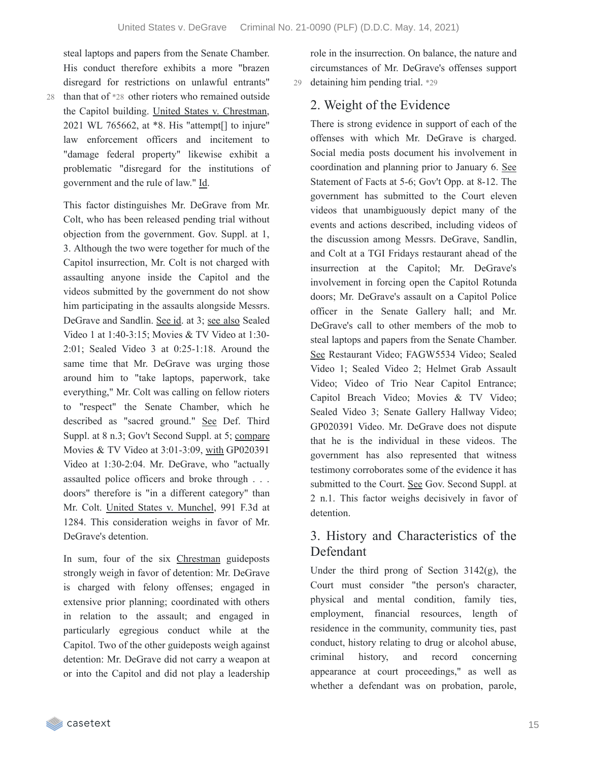steal laptops and papers from the Senate Chamber. His conduct therefore exhibits a more "brazen disregard for restrictions on unlawful entrants" than that of *28 other rioters who remained outside the Capitol building. United States v. Chrestman, 2021 WL 765662, at *8. His "attempt[] to injure" law enforcement officers and incitement to "damage federal property" likewise exhibit a problematic "disregard for the institutions of government and the rule of law." Id.

This factor distinguishes Mr. DeGrave from Mr. Colt, who has been released pending trial without objection from the government. Gov. Suppl. at 1, 3. Although the two were together for much of the Capitol insurrection, Mr. Colt is not charged with assaulting anyone inside the Capitol and the videos submitted by the government do not show him participating in the assaults alongside Messrs. DeGrave and Sandlin. See id. at 3; see also Sealed Video 1 at 1:40-3:15; Movies & TV Video at 1:30-2:01; Sealed Video 3 at 0:25-1:18. Around the same time that Mr. DeGrave was urging those around him to "take laptops, paperwork, take everything," Mr. Colt was calling on fellow rioters to "respect" the Senate Chamber, which he described as "sacred ground." See Def. Third Suppl. at 8 n.3; Gov't Second Suppl. at 5; compare Movies & TV Video at 3:01-3:09, with GP020391 Video at 1:30-2:04. Mr. DeGrave, who "actually assaulted police officers and broke through . . . doors" therefore is "in a different category" than Mr. Colt. United States v. Munchel, 991 F.3d at 1284. This consideration weighs in favor of Mr. DeGrave's detention.

In sum, four of the six Chrestman guideposts strongly weigh in favor of detention: Mr. DeGrave is charged with felony offenses; engaged in extensive prior planning; coordinated with others in relation to the assault; and engaged in particularly egregious conduct while at the Capitol. Two of the other guideposts weigh against detention: Mr. DeGrave did not carry a weapon at or into the Capitol and did not play a leadership role in the insurrection. On balance, the nature and circumstances of Mr. DeGrave's offenses support detaining him pending trial. *29

## 2. Weight of the Evidence

There is strong evidence in support of each of the offenses with which Mr. DeGrave is charged. Social media posts document his involvement in coordination and planning prior to January 6. See Statement of Facts at 5-6; Gov't Opp. at 8-12. The government has submitted to the Court eleven videos that unambiguously depict many of the events and actions described, including videos of the discussion among Messrs. DeGrave, Sandlin, and Colt at a TGI Fridays restaurant ahead of the insurrection at the Capitol; Mr. DeGrave's involvement in forcing open the Capitol Rotunda doors; Mr. DeGrave's assault on a Capitol Police officer in the Senate Gallery hall; and Mr. DeGrave's call to other members of the mob to steal laptops and papers from the Senate Chamber. See Restaurant Video; FAGW5534 Video; Sealed Video 1; Sealed Video 2; Helmet Grab Assault Video; Video of Trio Near Capitol Entrance; Capitol Breach Video; Movies & TV Video; Sealed Video 3; Senate Gallery Hallway Video; GP020391 Video. Mr. DeGrave does not dispute that he is the individual in these videos. The government has also represented that witness testimony corroborates some of the evidence it has submitted to the Court. See Gov. Second Suppl. at 2 n.1. This factor weighs decisively in favor of detention.

## 3. History and Characteristics of the Defendant

Under the third prong of Section 3142(g), the Court must consider "the person's character, physical and mental condition, family ties, employment, financial resources, length of residence in the community, community ties, past conduct, history relating to drug or alcohol abuse, criminal history, and record concerning appearance at court proceedings," as well as whether a defendant was on probation, parole,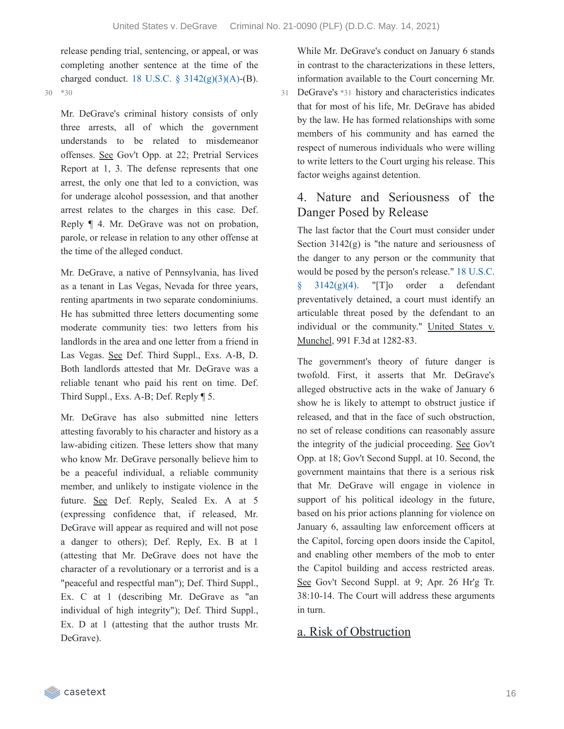release pending trial, sentencing, or appeal, or was completing another sentence at the time of the charged conduct. 18 U.S.C. § 3142(g)(3)(A)-(B). *30

Mr. DeGrave's criminal history consists of only three arrests, all of which the government understands to be related to misdemeanor offenses. See Gov't Opp. at 22; Pretrial Services Report at 1, 3. The defense represents that one arrest, the only one that led to a conviction, was for underage alcohol possession, and that another arrest relates to the charges in this case. Def. Reply ¶ 4. Mr. DeGrave was not on probation, parole, or release in relation to any other offense at the time of the alleged conduct.

Mr. DeGrave, a native of Pennsylvania, has lived as a tenant in Las Vegas, Nevada for three years, renting apartments in two separate condominiums. He has submitted three letters documenting some moderate community ties: two letters from his landlords in the area and one letter from a friend in Las Vegas. See Def. Third Suppl., Exs. A-B, D. Both landlords attested that Mr. DeGrave was a reliable tenant who paid his rent on time. Def. Third Suppl., Exs. A-B; Def. Reply ¶ 5.

Mr. DeGrave has also submitted nine letters attesting favorably to his character and history as a law-abiding citizen. These letters show that many who know Mr. DeGrave personally believe him to be a peaceful individual, a reliable community member, and unlikely to instigate violence in the future. See Def. Reply, Sealed Ex. A at 5 (expressing confidence that, if released, Mr. DeGrave will appear as required and will not pose a danger to others); Def. Reply, Ex. B at 1 (attesting that Mr. DeGrave does not have the character of a revolutionary or a terrorist and is a "peaceful and respectful man"); Def. Third Suppl., Ex. C at 1 (describing Mr. DeGrave as "an individual of high integrity"); Def. Third Suppl., Ex. D at 1 (attesting that the author trusts Mr. DeGrave).

While Mr. DeGrave's conduct on January 6 stands in contrast to the characterizations in these letters, information available to the Court concerning Mr. DeGrave's *31 history and characteristics indicates that for most of his life, Mr. DeGrave has abided by the law. He has formed relationships with some members of his community and has earned the respect of numerous individuals who were willing to write letters to the Court urging his release. This factor weighs against detention.

## 4. Nature and Seriousness of the Danger Posed by Release

The last factor that the Court must consider under Section 3142(g) is "the nature and seriousness of the danger to any person or the community that would be posed by the person's release." 18 U.S.C. § 3142(g)(4). "[T]o order a defendant preventatively detained, a court must identify an articulable threat posed by the defendant to an individual or the community." United States v. Munchel, 991 F.3d at 1282-83.

The government's theory of future danger is twofold. First, it asserts that Mr. DeGrave's alleged obstructive acts in the wake of January 6 show he is likely to attempt to obstruct justice if released, and that in the face of such obstruction, no set of release conditions can reasonably assure the integrity of the judicial proceeding. See Gov't Opp. at 18; Gov't Second Suppl. at 10. Second, the government maintains that there is a serious risk that Mr. DeGrave will engage in violence in support of his political ideology in the future, based on his prior actions planning for violence on January 6, assaulting law enforcement officers at the Capitol, forcing open doors inside the Capitol, and enabling other members of the mob to enter the Capitol building and access restricted areas. See Gov't Second Suppl. at 9; Apr. 26 Hr'g Tr. 38:10-14. The Court will address these arguments in turn.

### a. Risk of Obstruction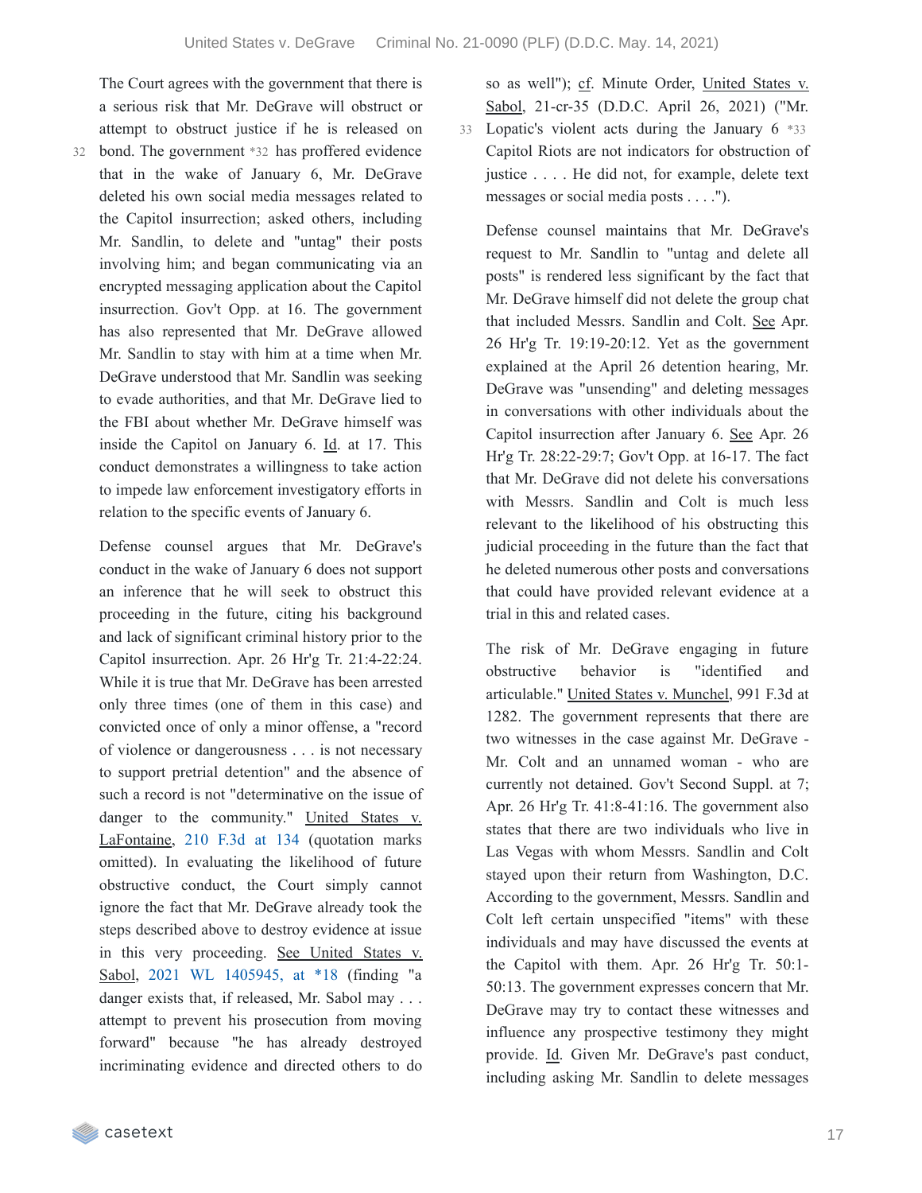The Court agrees with the government that there is a serious risk that Mr. DeGrave will obstruct or attempt to obstruct justice if he is released on bond. The government *32 has proffered evidence that in the wake of January 6, Mr. DeGrave deleted his own social media messages related to the Capitol insurrection; asked others, including Mr. Sandlin, to delete and "untag" their posts involving him; and began communicating via an encrypted messaging application about the Capitol insurrection. Gov't Opp. at 16. The government has also represented that Mr. DeGrave allowed Mr. Sandlin to stay with him at a time when Mr. DeGrave understood that Mr. Sandlin was seeking to evade authorities, and that Mr. DeGrave lied to the FBI about whether Mr. DeGrave himself was inside the Capitol on January 6. Id. at 17. This conduct demonstrates a willingness to take action to impede law enforcement investigatory efforts in relation to the specific events of January 6.

Defense counsel argues that Mr. DeGrave's conduct in the wake of January 6 does not support an inference that he will seek to obstruct this proceeding in the future, citing his background and lack of significant criminal history prior to the Capitol insurrection. Apr. 26 Hr'g Tr. 21:4-22:24. While it is true that Mr. DeGrave has been arrested only three times (one of them in this case) and convicted once of only a minor offense, a "record of violence or dangerousness . . . is not necessary to support pretrial detention" and the absence of such a record is not "determinative on the issue of danger to the community." United States v. LaFontaine, 210 F.3d at 134 (quotation marks omitted). In evaluating the likelihood of future obstructive conduct, the Court simply cannot ignore the fact that Mr. DeGrave already took the steps described above to destroy evidence at issue in this very proceeding. See United States v. Sabol, 2021 WL 1405945, at *18 (finding "a danger exists that, if released, Mr. Sabol may . . . attempt to prevent his prosecution from moving forward" because "he has already destroyed incriminating evidence and directed others to do so as well"); cf. Minute Order, United States v. Sabol, 21-cr-35 (D.D.C. April 26, 2021) ("Mr. Lopatic's violent acts during the January 6 *33 Capitol Riots are not indicators for obstruction of justice . . . . He did not, for example, delete text messages or social media posts . . . .").

Defense counsel maintains that Mr. DeGrave's request to Mr. Sandlin to "untag and delete all posts" is rendered less significant by the fact that Mr. DeGrave himself did not delete the group chat that included Messrs. Sandlin and Colt. See Apr. 26 Hr'g Tr. 19:19-20:12. Yet as the government explained at the April 26 detention hearing, Mr. DeGrave was "unsending" and deleting messages in conversations with other individuals about the Capitol insurrection after January 6. See Apr. 26 Hr'g Tr. 28:22-29:7; Gov't Opp. at 16-17. The fact that Mr. DeGrave did not delete his conversations with Messrs. Sandlin and Colt is much less relevant to the likelihood of his obstructing this judicial proceeding in the future than the fact that he deleted numerous other posts and conversations that could have provided relevant evidence at a trial in this and related cases.

The risk of Mr. DeGrave engaging in future obstructive behavior is "identified and articulable." United States v. Munchel, 991 F.3d at 1282. The government represents that there are two witnesses in the case against Mr. DeGrave - Mr. Colt and an unnamed woman - who are currently not detained. Gov't Second Suppl. at 7; Apr. 26 Hr'g Tr. 41:8-41:16. The government also states that there are two individuals who live in Las Vegas with whom Messrs. Sandlin and Colt stayed upon their return from Washington, D.C. According to the government, Messrs. Sandlin and Colt left certain unspecified "items" with these individuals and may have discussed the events at the Capitol with them. Apr. 26 Hr'g Tr. 50:1-50:13. The government expresses concern that Mr. DeGrave may try to contact these witnesses and influence any prospective testimony they might provide. Id. Given Mr. DeGrave's past conduct, including asking Mr. Sandlin to delete messages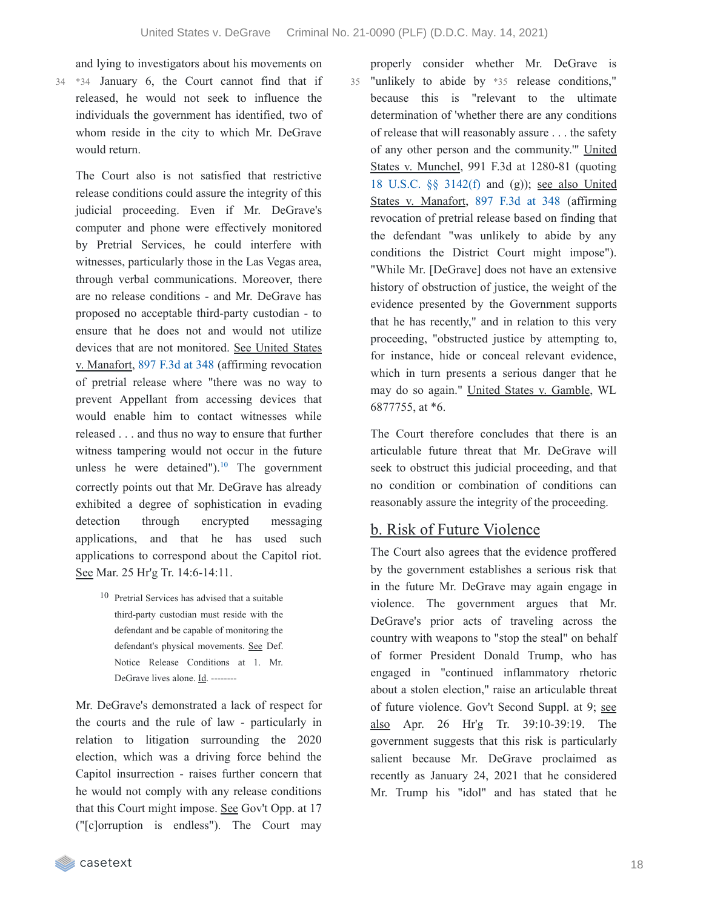and lying to investigators about his movements on *34 January 6, the Court cannot find that if released, he would not seek to influence the individuals the government has identified, two of whom reside in the city to which Mr. DeGrave would return.

The Court also is not satisfied that restrictive release conditions could assure the integrity of this judicial proceeding. Even if Mr. DeGrave's computer and phone were effectively monitored by Pretrial Services, he could interfere with witnesses, particularly those in the Las Vegas area, through verbal communications. Moreover, there are no release conditions - and Mr. DeGrave has proposed no acceptable third-party custodian - to ensure that he does not and would not utilize devices that are not monitored. See United States v. Manafort, 897 F.3d at 348 (affirming revocation of pretrial release where "there was no way to prevent Appellant from accessing devices that would enable him to contact witnesses while released . . . and thus no way to ensure that further witness tampering would not occur in the future unless he were detained").[10] The government correctly points out that Mr. DeGrave has already exhibited a degree of sophistication in evading detection through encrypted messaging applications, and that he has used such applications to correspond about the Capitol riot. See Mar. 25 Hr'g Tr. 14:6-14:11.

[10] Pretrial Services has advised that a suitable third-party custodian must reside with the defendant and be capable of monitoring the defendant's physical movements. See Def. Notice Release Conditions at 1. Mr. DeGrave lives alone. Id. --------

Mr. DeGrave's demonstrated a lack of respect for the courts and the rule of law - particularly in relation to litigation surrounding the 2020 election, which was a driving force behind the Capitol insurrection - raises further concern that he would not comply with any release conditions that this Court might impose. See Gov't Opp. at 17 ("[c]orruption is endless"). The Court may properly consider whether Mr. DeGrave is "unlikely to abide by *35 release conditions," because this is "relevant to the ultimate determination of 'whether there are any conditions of release that will reasonably assure . . . the safety of any other person and the community.'" United States v. Munchel, 991 F.3d at 1280-81 (quoting 18 U.S.C. §§ 3142(f) and (g)); see also United States v. Manafort, 897 F.3d at 348 (affirming revocation of pretrial release based on finding that the defendant "was unlikely to abide by any conditions the District Court might impose"). "While Mr. [DeGrave] does not have an extensive history of obstruction of justice, the weight of the evidence presented by the Government supports that he has recently," and in relation to this very proceeding, "obstructed justice by attempting to, for instance, hide or conceal relevant evidence, which in turn presents a serious danger that he may do so again." United States v. Gamble, WL 6877755, at *6.

The Court therefore concludes that there is an articulable future threat that Mr. DeGrave will seek to obstruct this judicial proceeding, and that no condition or combination of conditions can reasonably assure the integrity of the proceeding.

## b. Risk of Future Violence

The Court also agrees that the evidence proffered by the government establishes a serious risk that in the future Mr. DeGrave may again engage in violence. The government argues that Mr. DeGrave's prior acts of traveling across the country with weapons to "stop the steal" on behalf of former President Donald Trump, who has engaged in "continued inflammatory rhetoric about a stolen election," raise an articulable threat of future violence. Gov't Second Suppl. at 9; see also Apr. 26 Hr'g Tr. 39:10-39:19. The government suggests that this risk is particularly salient because Mr. DeGrave proclaimed as recently as January 24, 2021 that he considered Mr. Trump his "idol" and has stated that he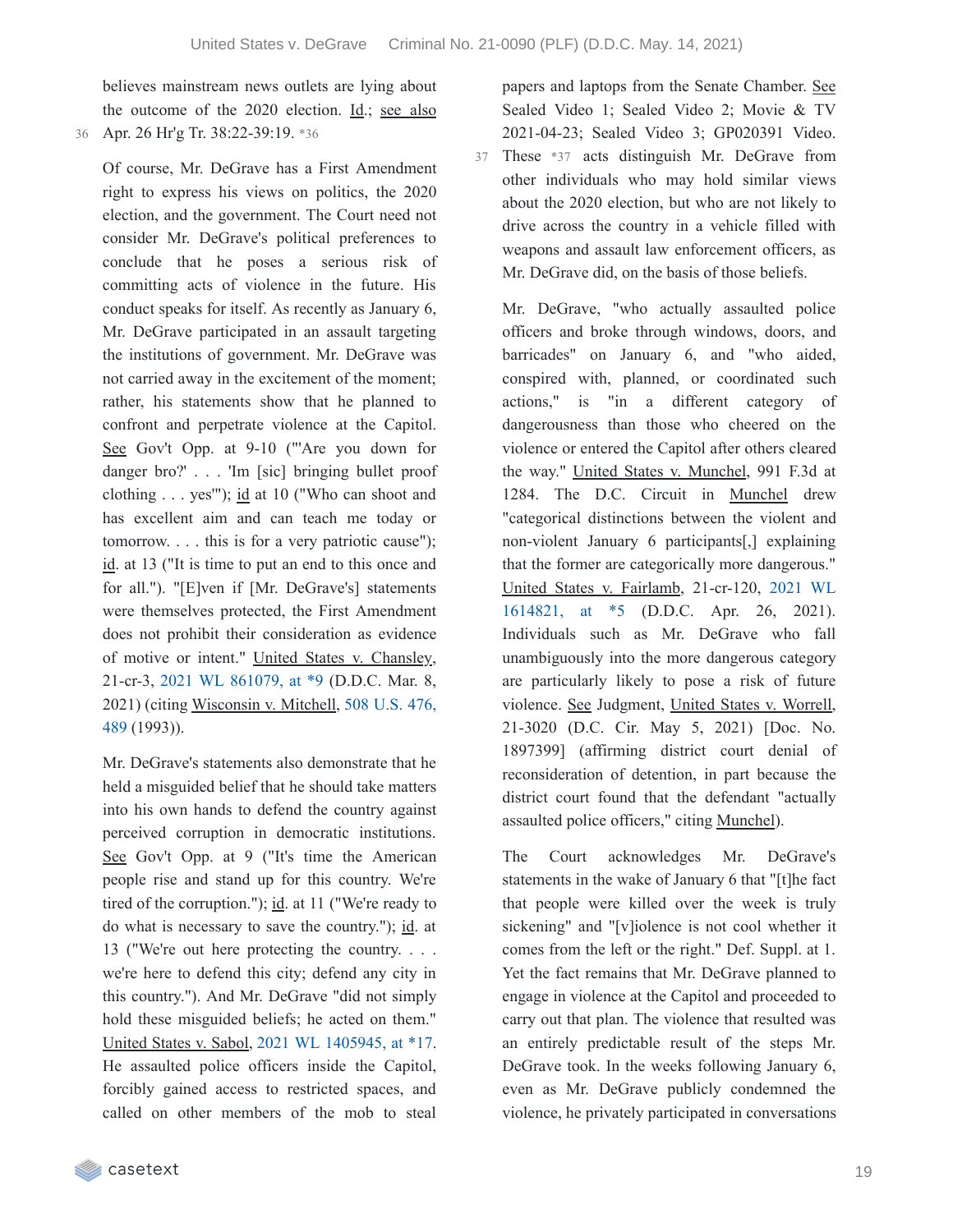believes mainstream news outlets are lying about the outcome of the 2020 election. Id.; see also Apr. 26 Hr'g Tr. 38:22-39:19. *36

Of course, Mr. DeGrave has a First Amendment right to express his views on politics, the 2020 election, and the government. The Court need not consider Mr. DeGrave's political preferences to conclude that he poses a serious risk of committing acts of violence in the future. His conduct speaks for itself. As recently as January 6, Mr. DeGrave participated in an assault targeting the institutions of government. Mr. DeGrave was not carried away in the excitement of the moment; rather, his statements show that he planned to confront and perpetrate violence at the Capitol. See Gov't Opp. at 9-10 ("'Are you down for danger bro?' . . . 'Im [sic] bringing bullet proof clothing . . . yes'"); id at 10 ("Who can shoot and has excellent aim and can teach me today or tomorrow. . . . this is for a very patriotic cause"); id. at 13 ("It is time to put an end to this once and for all."). "[E]ven if [Mr. DeGrave's] statements were themselves protected, the First Amendment does not prohibit their consideration as evidence of motive or intent." United States v. Chansley, 21-cr-3, 2021 WL 861079, at *9 (D.D.C. Mar. 8, 2021) (citing Wisconsin v. Mitchell, 508 U.S. 476, 489 (1993)).

Mr. DeGrave's statements also demonstrate that he held a misguided belief that he should take matters into his own hands to defend the country against perceived corruption in democratic institutions. See Gov't Opp. at 9 ("It's time the American people rise and stand up for this country. We're tired of the corruption."); id. at 11 ("We're ready to do what is necessary to save the country."); id. at 13 ("We're out here protecting the country. . . . we're here to defend this city; defend any city in this country."). And Mr. DeGrave "did not simply hold these misguided beliefs; he acted on them." United States v. Sabol, 2021 WL 1405945, at *17. He assaulted police officers inside the Capitol, forcibly gained access to restricted spaces, and called on other members of the mob to steal papers and laptops from the Senate Chamber. See Sealed Video 1; Sealed Video 2; Movie & TV 2021-04-23; Sealed Video 3; GP020391 Video. These *37 acts distinguish Mr. DeGrave from other individuals who may hold similar views about the 2020 election, but who are not likely to drive across the country in a vehicle filled with weapons and assault law enforcement officers, as Mr. DeGrave did, on the basis of those beliefs.

Mr. DeGrave, "who actually assaulted police officers and broke through windows, doors, and barricades" on January 6, and "who aided, conspired with, planned, or coordinated such actions," is "in a different category of dangerousness than those who cheered on the violence or entered the Capitol after others cleared the way." United States v. Munchel, 991 F.3d at 1284. The D.C. Circuit in Munchel drew "categorical distinctions between the violent and non-violent January 6 participants[,] explaining that the former are categorically more dangerous." United States v. Fairlamb, 21-cr-120, 2021 WL 1614821, at *5 (D.D.C. Apr. 26, 2021). Individuals such as Mr. DeGrave who fall unambiguously into the more dangerous category are particularly likely to pose a risk of future violence. See Judgment, United States v. Worrell, 21-3020 (D.C. Cir. May 5, 2021) [Doc. No. 1897399] (affirming district court denial of reconsideration of detention, in part because the district court found that the defendant "actually assaulted police officers," citing Munchel).

The Court acknowledges Mr. DeGrave's statements in the wake of January 6 that "[t]he fact that people were killed over the week is truly sickening" and "[v]iolence is not cool whether it comes from the left or the right." Def. Suppl. at 1. Yet the fact remains that Mr. DeGrave planned to engage in violence at the Capitol and proceeded to carry out that plan. The violence that resulted was an entirely predictable result of the steps Mr. DeGrave took. In the weeks following January 6, even as Mr. DeGrave publicly condemned the violence, he privately participated in conversations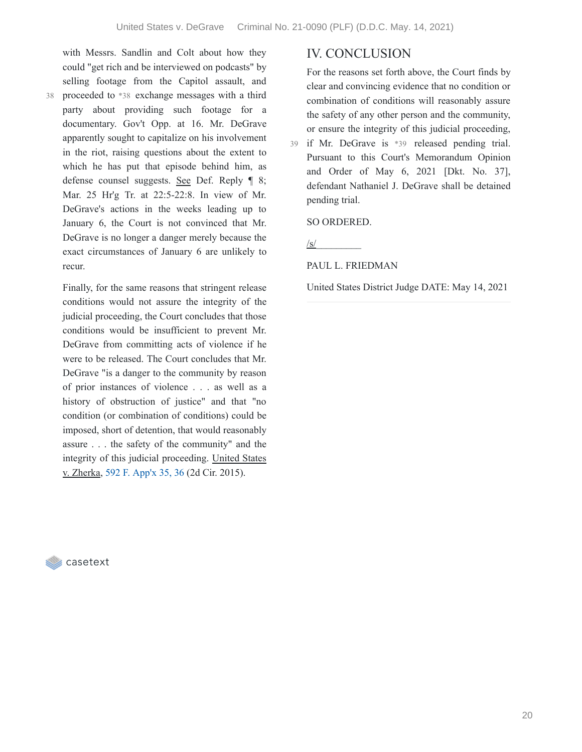with Messrs. Sandlin and Colt about how they could "get rich and be interviewed on podcasts" by selling footage from the Capitol assault, and proceeded to *38 exchange messages with a third party about providing such footage for a documentary. Gov't Opp. at 16. Mr. DeGrave apparently sought to capitalize on his involvement in the riot, raising questions about the extent to which he has put that episode behind him, as defense counsel suggests. See Def. Reply ¶ 8; Mar. 25 Hr'g Tr. at 22:5-22:8. In view of Mr. DeGrave's actions in the weeks leading up to January 6, the Court is not convinced that Mr. DeGrave is no longer a danger merely because the exact circumstances of January 6 are unlikely to recur.

Finally, for the same reasons that stringent release conditions would not assure the integrity of the judicial proceeding, the Court concludes that those conditions would be insufficient to prevent Mr. DeGrave from committing acts of violence if he were to be released. The Court concludes that Mr. DeGrave "is a danger to the community by reason of prior instances of violence . . . as well as a history of obstruction of justice" and that "no condition (or combination of conditions) could be imposed, short of detention, that would reasonably assure . . . the safety of the community" and the integrity of this judicial proceeding. United States v. Zherka, 592 F. App'x 35, 36 (2d Cir. 2015).

## IV. CONCLUSION

For the reasons set forth above, the Court finds by clear and convincing evidence that no condition or combination of conditions will reasonably assure the safety of any other person and the community, or ensure the integrity of this judicial proceeding, if Mr. DeGrave is *39 released pending trial. Pursuant to this Court's Memorandum Opinion and Order of May 6, 2021 [Dkt. No. 37], defendant Nathaniel J. DeGrave shall be detained pending trial.

SO ORDERED.

/s/_________

PAUL L. FRIEDMAN

United States District Judge DATE: May 14, 2021